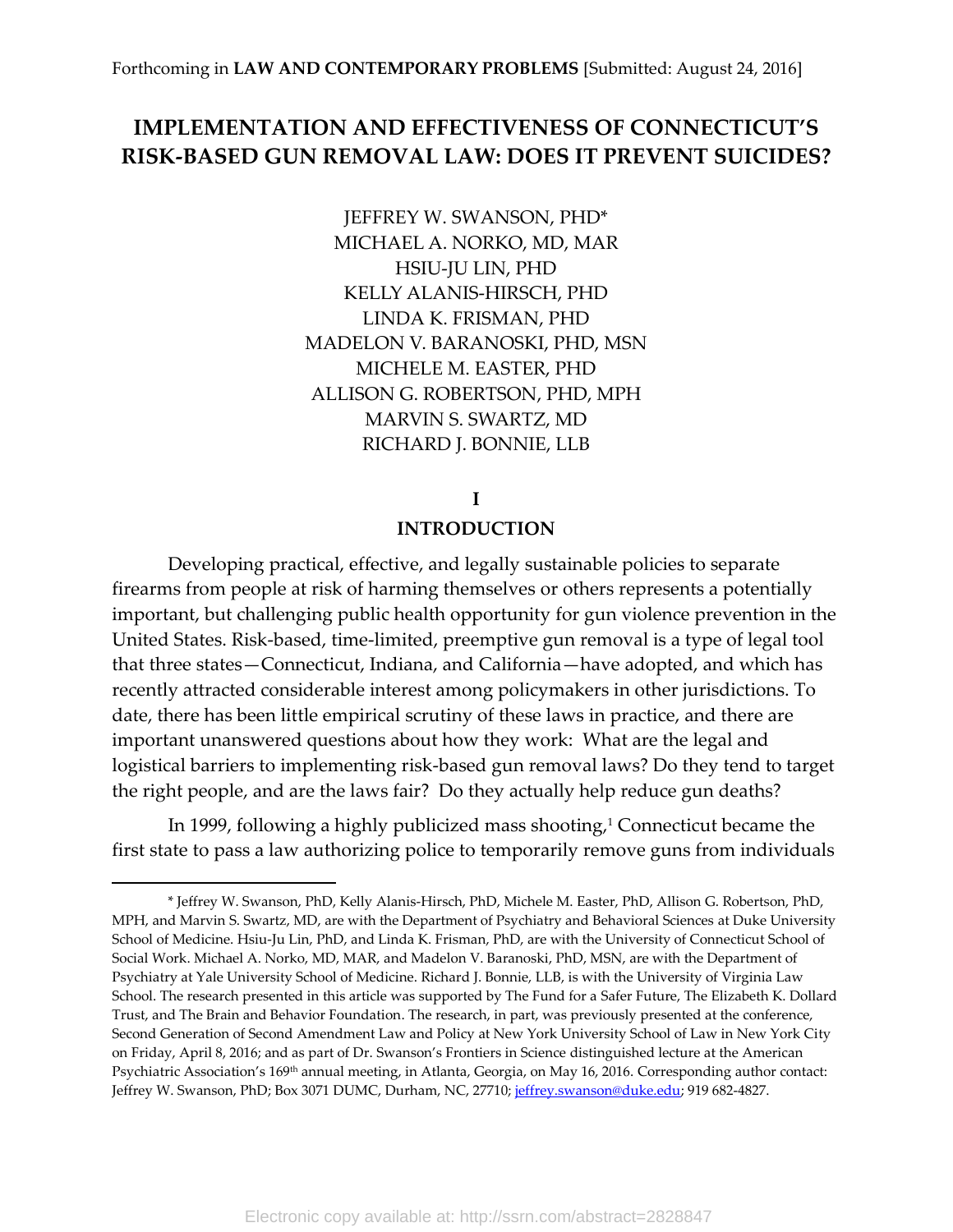Forthcoming in **LAW AND CONTEMPORARY PROBLEMS** [Submitted: August 24, 2016]

# IMPLEMENTATION AND EFFECTIVENESS OF CONNECTICUT'S RISK-BASED GUN REMOVAL LAW: DOES IT PREVENT SUICIDES?

JEFFREY W. SWANSON, PHD*
MICHAEL A. NORKO, MD, MAR
HSIU-JU LIN, PHD
KELLY ALANIS-HIRSCH, PHD
LINDA K. FRISMAN, PHD
MADELON V. BARANOSKI, PHD, MSN
MICHELE M. EASTER, PHD
ALLISON G. ROBERTSON, PHD, MPH
MARVIN S. SWARTZ, MD
RICHARD J. BONNIE, LLB

## I

## INTRODUCTION

Developing practical, effective, and legally sustainable policies to separate firearms from people at risk of harming themselves or others represents a potentially important, but challenging public health opportunity for gun violence prevention in the United States. Risk-based, time-limited, preemptive gun removal is a type of legal tool that three states—Connecticut, Indiana, and California—have adopted, and which has recently attracted considerable interest among policymakers in other jurisdictions. To date, there has been little empirical scrutiny of these laws in practice, and there are important unanswered questions about how they work: What are the legal and logistical barriers to implementing risk-based gun removal laws? Do they tend to target the right people, and are the laws fair? Do they actually help reduce gun deaths?

In 1999, following a highly publicized mass shooting,[1] Connecticut became the first state to pass a law authorizing police to temporarily remove guns from individuals

---

\* Jeffrey W. Swanson, PhD, Kelly Alanis-Hirsch, PhD, Michele M. Easter, PhD, Allison G. Robertson, PhD, MPH, and Marvin S. Swartz, MD, are with the Department of Psychiatry and Behavioral Sciences at Duke University School of Medicine. Hsiu-Ju Lin, PhD, and Linda K. Frisman, PhD, are with the University of Connecticut School of Social Work. Michael A. Norko, MD, MAR, and Madelon V. Baranoski, PhD, MSN, are with the Department of Psychiatry at Yale University School of Medicine. Richard J. Bonnie, LLB, is with the University of Virginia Law School. The research presented in this article was supported by The Fund for a Safer Future, The Elizabeth K. Dollard Trust, and The Brain and Behavior Foundation. The research, in part, was previously presented at the conference, Second Generation of Second Amendment Law and Policy at New York University School of Law in New York City on Friday, April 8, 2016; and as part of Dr. Swanson's Frontiers in Science distinguished lecture at the American Psychiatric Association's 169th annual meeting, in Atlanta, Georgia, on May 16, 2016. Corresponding author contact: Jeffrey W. Swanson, PhD; Box 3071 DUMC, Durham, NC, 27710; jeffrey.swanson@duke.edu; 919 682-4827.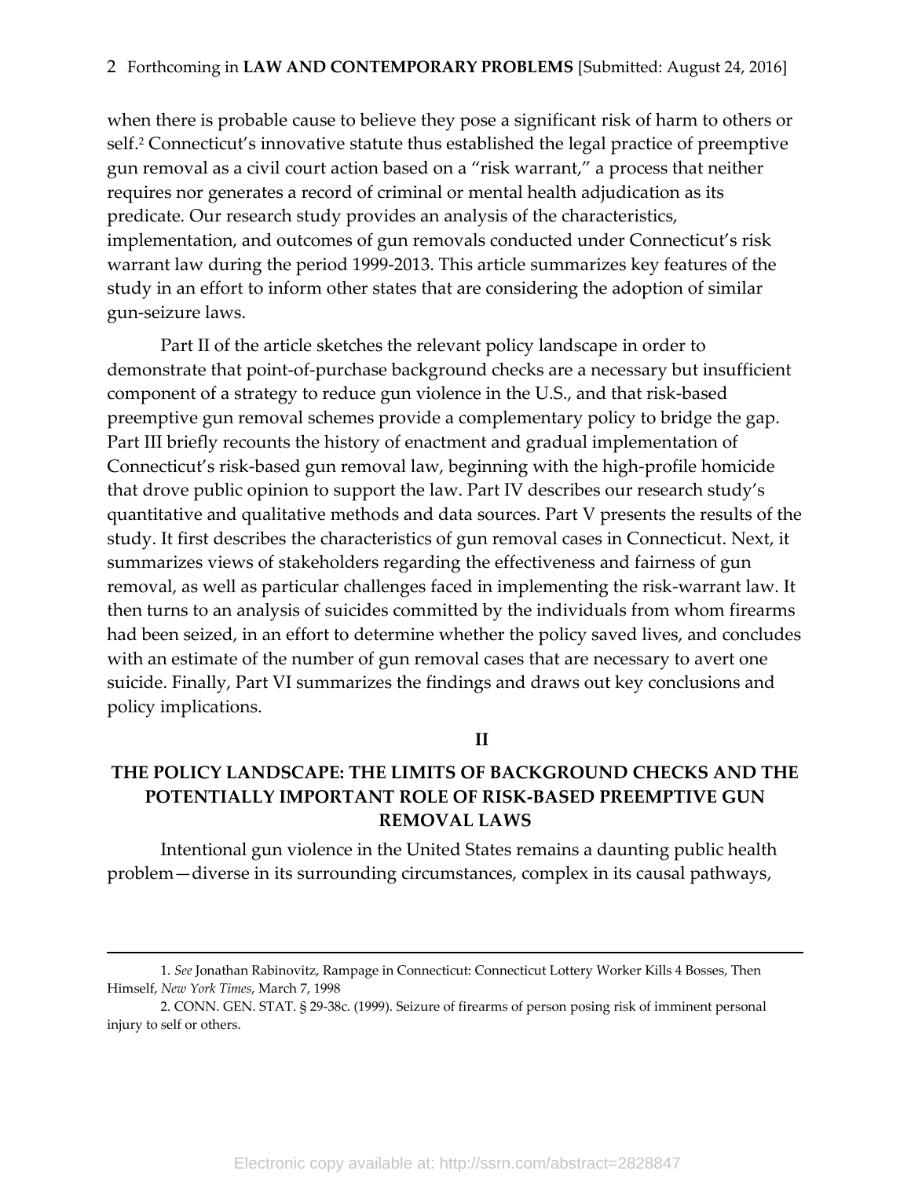when there is probable cause to believe they pose a significant risk of harm to others or self.[2] Connecticut's innovative statute thus established the legal practice of preemptive gun removal as a civil court action based on a "risk warrant," a process that neither requires nor generates a record of criminal or mental health adjudication as its predicate. Our research study provides an analysis of the characteristics, implementation, and outcomes of gun removals conducted under Connecticut's risk warrant law during the period 1999-2013. This article summarizes key features of the study in an effort to inform other states that are considering the adoption of similar gun-seizure laws.

Part II of the article sketches the relevant policy landscape in order to demonstrate that point-of-purchase background checks are a necessary but insufficient component of a strategy to reduce gun violence in the U.S., and that risk-based preemptive gun removal schemes provide a complementary policy to bridge the gap. Part III briefly recounts the history of enactment and gradual implementation of Connecticut's risk-based gun removal law, beginning with the high-profile homicide that drove public opinion to support the law. Part IV describes our research study's quantitative and qualitative methods and data sources. Part V presents the results of the study. It first describes the characteristics of gun removal cases in Connecticut. Next, it summarizes views of stakeholders regarding the effectiveness and fairness of gun removal, as well as particular challenges faced in implementing the risk-warrant law. It then turns to an analysis of suicides committed by the individuals from whom firearms had been seized, in an effort to determine whether the policy saved lives, and concludes with an estimate of the number of gun removal cases that are necessary to avert one suicide. Finally, Part VI summarizes the findings and draws out key conclusions and policy implications.

## II

## THE POLICY LANDSCAPE: THE LIMITS OF BACKGROUND CHECKS AND THE POTENTIALLY IMPORTANT ROLE OF RISK-BASED PREEMPTIVE GUN REMOVAL LAWS

Intentional gun violence in the United States remains a daunting public health problem—diverse in its surrounding circumstances, complex in its causal pathways,

---

1. *See* Jonathan Rabinovitz, Rampage in Connecticut: Connecticut Lottery Worker Kills 4 Bosses, Then Himself, *New York Times*, March 7, 1998

2. CONN. GEN. STAT. § 29-38c. (1999). Seizure of firearms of person posing risk of imminent personal injury to self or others.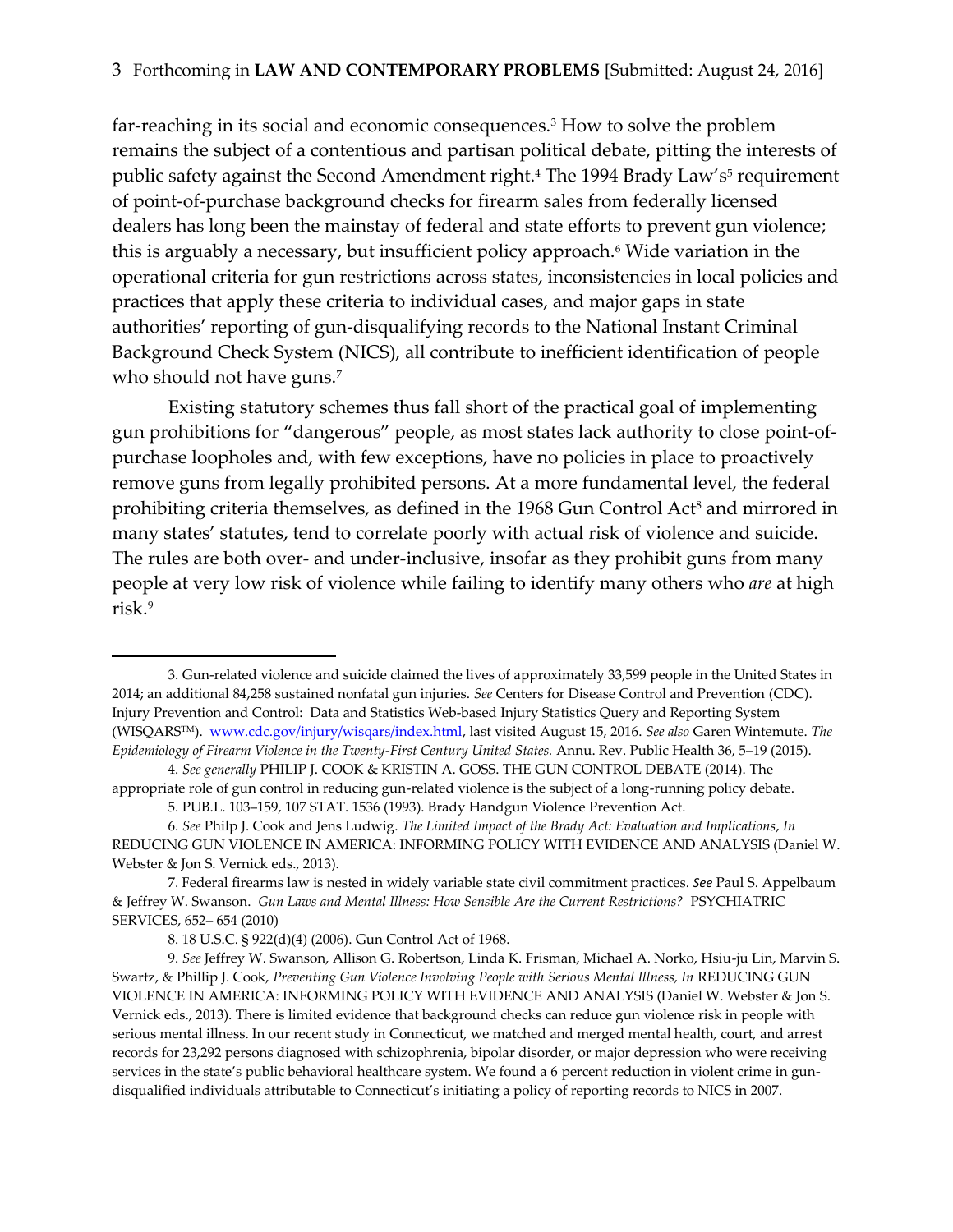far-reaching in its social and economic consequences.[3] How to solve the problem remains the subject of a contentious and partisan political debate, pitting the interests of public safety against the Second Amendment right.[4] The 1994 Brady Law's[5] requirement of point-of-purchase background checks for firearm sales from federally licensed dealers has long been the mainstay of federal and state efforts to prevent gun violence; this is arguably a necessary, but insufficient policy approach.[6] Wide variation in the operational criteria for gun restrictions across states, inconsistencies in local policies and practices that apply these criteria to individual cases, and major gaps in state authorities' reporting of gun-disqualifying records to the National Instant Criminal Background Check System (NICS), all contribute to inefficient identification of people who should not have guns.[7]

Existing statutory schemes thus fall short of the practical goal of implementing gun prohibitions for "dangerous" people, as most states lack authority to close point-of-purchase loopholes and, with few exceptions, have no policies in place to proactively remove guns from legally prohibited persons. At a more fundamental level, the federal prohibiting criteria themselves, as defined in the 1968 Gun Control Act[8] and mirrored in many states' statutes, tend to correlate poorly with actual risk of violence and suicide. The rules are both over- and under-inclusive, insofar as they prohibit guns from many people at very low risk of violence while failing to identify many others who *are* at high risk.[9]

---

3. Gun-related violence and suicide claimed the lives of approximately 33,599 people in the United States in 2014; an additional 84,258 sustained nonfatal gun injuries. *See* Centers for Disease Control and Prevention (CDC). Injury Prevention and Control: Data and Statistics Web-based Injury Statistics Query and Reporting System (WISQARS™). www.cdc.gov/injury/wisqars/index.html, last visited August 15, 2016. *See also* Garen Wintemute. *The Epidemiology of Firearm Violence in the Twenty-First Century United States.* Annu. Rev. Public Health 36, 5–19 (2015).

4. *See generally* PHILIP J. COOK & KRISTIN A. GOSS. THE GUN CONTROL DEBATE (2014). The appropriate role of gun control in reducing gun-related violence is the subject of a long-running policy debate.

5. PUB.L. 103–159, 107 STAT. 1536 (1993). Brady Handgun Violence Prevention Act.

6. *See* Philp J. Cook and Jens Ludwig. *The Limited Impact of the Brady Act: Evaluation and Implications*, *In* REDUCING GUN VIOLENCE IN AMERICA: INFORMING POLICY WITH EVIDENCE AND ANALYSIS (Daniel W. Webster & Jon S. Vernick eds., 2013).

7. Federal firearms law is nested in widely variable state civil commitment practices. ***See*** Paul S. Appelbaum & Jeffrey W. Swanson. *Gun Laws and Mental Illness: How Sensible Are the Current Restrictions?* PSYCHIATRIC SERVICES, 652– 654 (2010)

8. 18 U.S.C. § 922(d)(4) (2006). Gun Control Act of 1968.

9. *See* Jeffrey W. Swanson, Allison G. Robertson, Linda K. Frisman, Michael A. Norko, Hsiu-ju Lin, Marvin S. Swartz, & Phillip J. Cook, *Preventing Gun Violence Involving People with Serious Mental Illness, In* REDUCING GUN VIOLENCE IN AMERICA: INFORMING POLICY WITH EVIDENCE AND ANALYSIS (Daniel W. Webster & Jon S. Vernick eds., 2013). There is limited evidence that background checks can reduce gun violence risk in people with serious mental illness. In our recent study in Connecticut, we matched and merged mental health, court, and arrest records for 23,292 persons diagnosed with schizophrenia, bipolar disorder, or major depression who were receiving services in the state's public behavioral healthcare system. We found a 6 percent reduction in violent crime in gun-disqualified individuals attributable to Connecticut's initiating a policy of reporting records to NICS in 2007.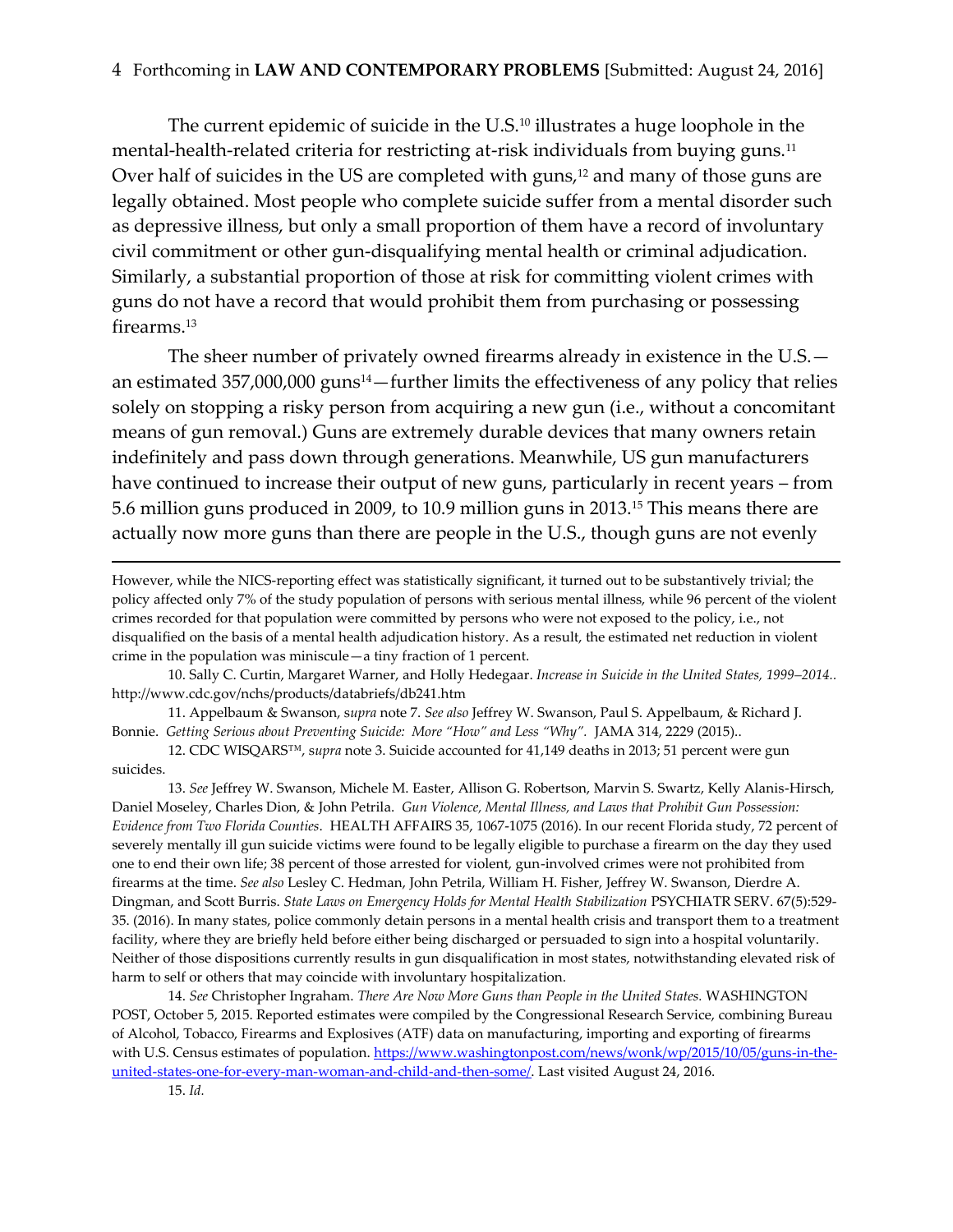The current epidemic of suicide in the U.S.[10] illustrates a huge loophole in the mental-health-related criteria for restricting at-risk individuals from buying guns.[11] Over half of suicides in the US are completed with guns,[12] and many of those guns are legally obtained. Most people who complete suicide suffer from a mental disorder such as depressive illness, but only a small proportion of them have a record of involuntary civil commitment or other gun-disqualifying mental health or criminal adjudication. Similarly, a substantial proportion of those at risk for committing violent crimes with guns do not have a record that would prohibit them from purchasing or possessing firearms.[13]

The sheer number of privately owned firearms already in existence in the U.S.—an estimated 357,000,000 guns[14]—further limits the effectiveness of any policy that relies solely on stopping a risky person from acquiring a new gun (i.e., without a concomitant means of gun removal.) Guns are extremely durable devices that many owners retain indefinitely and pass down through generations. Meanwhile, US gun manufacturers have continued to increase their output of new guns, particularly in recent years – from 5.6 million guns produced in 2009, to 10.9 million guns in 2013.[15] This means there are actually now more guns than there are people in the U.S., though guns are not evenly

---

However, while the NICS-reporting effect was statistically significant, it turned out to be substantively trivial; the policy affected only 7% of the study population of persons with serious mental illness, while 96 percent of the violent crimes recorded for that population were committed by persons who were not exposed to the policy, i.e., not disqualified on the basis of a mental health adjudication history. As a result, the estimated net reduction in violent crime in the population was miniscule—a tiny fraction of 1 percent.

10. Sally C. Curtin, Margaret Warner, and Holly Hedegaar. *Increase in Suicide in the United States, 1999–2014..* http://www.cdc.gov/nchs/products/databriefs/db241.htm

11. Appelbaum & Swanson, *supra* note 7. *See also* Jeffrey W. Swanson, Paul S. Appelbaum, & Richard J. Bonnie. *Getting Serious about Preventing Suicide: More "How" and Less "Why".* JAMA 314, 2229 (2015)..

12. CDC WISQARS™, *supra* note 3. Suicide accounted for 41,149 deaths in 2013; 51 percent were gun suicides.

13. *See* Jeffrey W. Swanson, Michele M. Easter, Allison G. Robertson, Marvin S. Swartz, Kelly Alanis-Hirsch, Daniel Moseley, Charles Dion, & John Petrila. *Gun Violence, Mental Illness, and Laws that Prohibit Gun Possession: Evidence from Two Florida Counties.* HEALTH AFFAIRS 35, 1067-1075 (2016). In our recent Florida study, 72 percent of severely mentally ill gun suicide victims were found to be legally eligible to purchase a firearm on the day they used one to end their own life; 38 percent of those arrested for violent, gun-involved crimes were not prohibited from firearms at the time. *See also* Lesley C. Hedman, John Petrila, William H. Fisher, Jeffrey W. Swanson, Dierdre A. Dingman, and Scott Burris. *State Laws on Emergency Holds for Mental Health Stabilization* PSYCHIATR SERV. 67(5):529-35. (2016). In many states, police commonly detain persons in a mental health crisis and transport them to a treatment facility, where they are briefly held before either being discharged or persuaded to sign into a hospital voluntarily. Neither of those dispositions currently results in gun disqualification in most states, notwithstanding elevated risk of harm to self or others that may coincide with involuntary hospitalization.

14. *See* Christopher Ingraham. *There Are Now More Guns than People in the United States.* WASHINGTON POST, October 5, 2015. Reported estimates were compiled by the Congressional Research Service, combining Bureau of Alcohol, Tobacco, Firearms and Explosives (ATF) data on manufacturing, importing and exporting of firearms with U.S. Census estimates of population. https://www.washingtonpost.com/news/wonk/wp/2015/10/05/guns-in-the-united-states-one-for-every-man-woman-and-child-and-then-some/. Last visited August 24, 2016.

15. *Id.*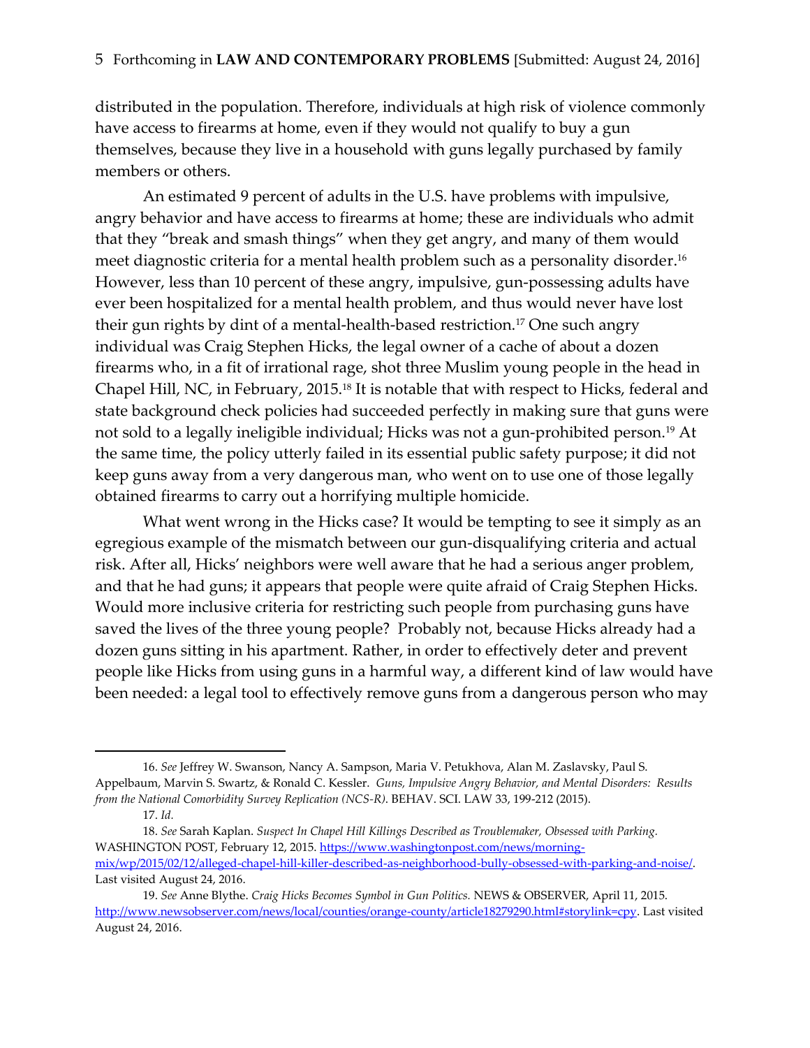distributed in the population. Therefore, individuals at high risk of violence commonly have access to firearms at home, even if they would not qualify to buy a gun themselves, because they live in a household with guns legally purchased by family members or others.

An estimated 9 percent of adults in the U.S. have problems with impulsive, angry behavior and have access to firearms at home; these are individuals who admit that they "break and smash things" when they get angry, and many of them would meet diagnostic criteria for a mental health problem such as a personality disorder.[16] However, less than 10 percent of these angry, impulsive, gun-possessing adults have ever been hospitalized for a mental health problem, and thus would never have lost their gun rights by dint of a mental-health-based restriction.[17] One such angry individual was Craig Stephen Hicks, the legal owner of a cache of about a dozen firearms who, in a fit of irrational rage, shot three Muslim young people in the head in Chapel Hill, NC, in February, 2015.[18] It is notable that with respect to Hicks, federal and state background check policies had succeeded perfectly in making sure that guns were not sold to a legally ineligible individual; Hicks was not a gun-prohibited person.[19] At the same time, the policy utterly failed in its essential public safety purpose; it did not keep guns away from a very dangerous man, who went on to use one of those legally obtained firearms to carry out a horrifying multiple homicide.

What went wrong in the Hicks case? It would be tempting to see it simply as an egregious example of the mismatch between our gun-disqualifying criteria and actual risk. After all, Hicks' neighbors were well aware that he had a serious anger problem, and that he had guns; it appears that people were quite afraid of Craig Stephen Hicks. Would more inclusive criteria for restricting such people from purchasing guns have saved the lives of the three young people? Probably not, because Hicks already had a dozen guns sitting in his apartment. Rather, in order to effectively deter and prevent people like Hicks from using guns in a harmful way, a different kind of law would have been needed: a legal tool to effectively remove guns from a dangerous person who may

---

16. *See* Jeffrey W. Swanson, Nancy A. Sampson, Maria V. Petukhova, Alan M. Zaslavsky, Paul S. Appelbaum, Marvin S. Swartz, & Ronald C. Kessler. *Guns, Impulsive Angry Behavior, and Mental Disorders: Results from the National Comorbidity Survey Replication (NCS-R)*. BEHAV. SCI. LAW 33, 199-212 (2015).

17. *Id.*

18. *See* Sarah Kaplan. *Suspect In Chapel Hill Killings Described as Troublemaker, Obsessed with Parking.* WASHINGTON POST, February 12, 2015. https://www.washingtonpost.com/news/morning-mix/wp/2015/02/12/alleged-chapel-hill-killer-described-as-neighborhood-bully-obsessed-with-parking-and-noise/. Last visited August 24, 2016.

19. *See* Anne Blythe. *Craig Hicks Becomes Symbol in Gun Politics.* NEWS & OBSERVER, April 11, 2015. http://www.newsobserver.com/news/local/counties/orange-county/article18279290.html#storylink=cpy. Last visited August 24, 2016.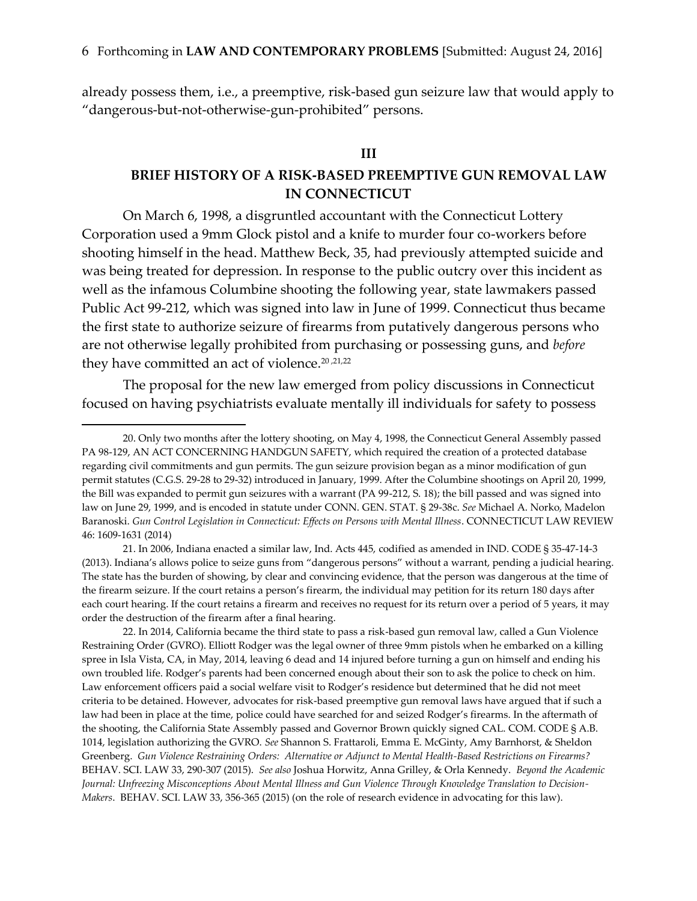already possess them, i.e., a preemptive, risk-based gun seizure law that would apply to "dangerous-but-not-otherwise-gun-prohibited" persons.

## III

## BRIEF HISTORY OF A RISK-BASED PREEMPTIVE GUN REMOVAL LAW IN CONNECTICUT

On March 6, 1998, a disgruntled accountant with the Connecticut Lottery Corporation used a 9mm Glock pistol and a knife to murder four co-workers before shooting himself in the head. Matthew Beck, 35, had previously attempted suicide and was being treated for depression. In response to the public outcry over this incident as well as the infamous Columbine shooting the following year, state lawmakers passed Public Act 99-212, which was signed into law in June of 1999. Connecticut thus became the first state to authorize seizure of firearms from putatively dangerous persons who are not otherwise legally prohibited from purchasing or possessing guns, and *before* they have committed an act of violence.[20,21,22]

The proposal for the new law emerged from policy discussions in Connecticut focused on having psychiatrists evaluate mentally ill individuals for safety to possess

---

20. Only two months after the lottery shooting, on May 4, 1998, the Connecticut General Assembly passed PA 98-129, AN ACT CONCERNING HANDGUN SAFETY, which required the creation of a protected database regarding civil commitments and gun permits. The gun seizure provision began as a minor modification of gun permit statutes (C.G.S. 29-28 to 29-32) introduced in January, 1999. After the Columbine shootings on April 20, 1999, the Bill was expanded to permit gun seizures with a warrant (PA 99-212, S. 18); the bill passed and was signed into law on June 29, 1999, and is encoded in statute under CONN. GEN. STAT. § 29-38c. *See* Michael A. Norko, Madelon Baranoski. *Gun Control Legislation in Connecticut: Effects on Persons with Mental Illness*. CONNECTICUT LAW REVIEW 46: 1609-1631 (2014)

21. In 2006, Indiana enacted a similar law, Ind. Acts 445, codified as amended in IND. CODE § 35-47-14-3 (2013). Indiana's allows police to seize guns from "dangerous persons" without a warrant, pending a judicial hearing. The state has the burden of showing, by clear and convincing evidence, that the person was dangerous at the time of the firearm seizure. If the court retains a person's firearm, the individual may petition for its return 180 days after each court hearing. If the court retains a firearm and receives no request for its return over a period of 5 years, it may order the destruction of the firearm after a final hearing.

22. In 2014, California became the third state to pass a risk-based gun removal law, called a Gun Violence Restraining Order (GVRO). Elliott Rodger was the legal owner of three 9mm pistols when he embarked on a killing spree in Isla Vista, CA, in May, 2014, leaving 6 dead and 14 injured before turning a gun on himself and ending his own troubled life. Rodger's parents had been concerned enough about their son to ask the police to check on him. Law enforcement officers paid a social welfare visit to Rodger's residence but determined that he did not meet criteria to be detained. However, advocates for risk-based preemptive gun removal laws have argued that if such a law had been in place at the time, police could have searched for and seized Rodger's firearms. In the aftermath of the shooting, the California State Assembly passed and Governor Brown quickly signed CAL. COM. CODE § A.B. 1014, legislation authorizing the GVRO. *See* Shannon S. Frattaroli, Emma E. McGinty, Amy Barnhorst, & Sheldon Greenberg. *Gun Violence Restraining Orders: Alternative or Adjunct to Mental Health-Based Restrictions on Firearms?* BEHAV. SCI. LAW 33, 290-307 (2015). *See also* Joshua Horwitz, Anna Grilley, & Orla Kennedy. *Beyond the Academic Journal: Unfreezing Misconceptions About Mental Illness and Gun Violence Through Knowledge Translation to Decision-Makers*. BEHAV. SCI. LAW 33, 356-365 (2015) (on the role of research evidence in advocating for this law).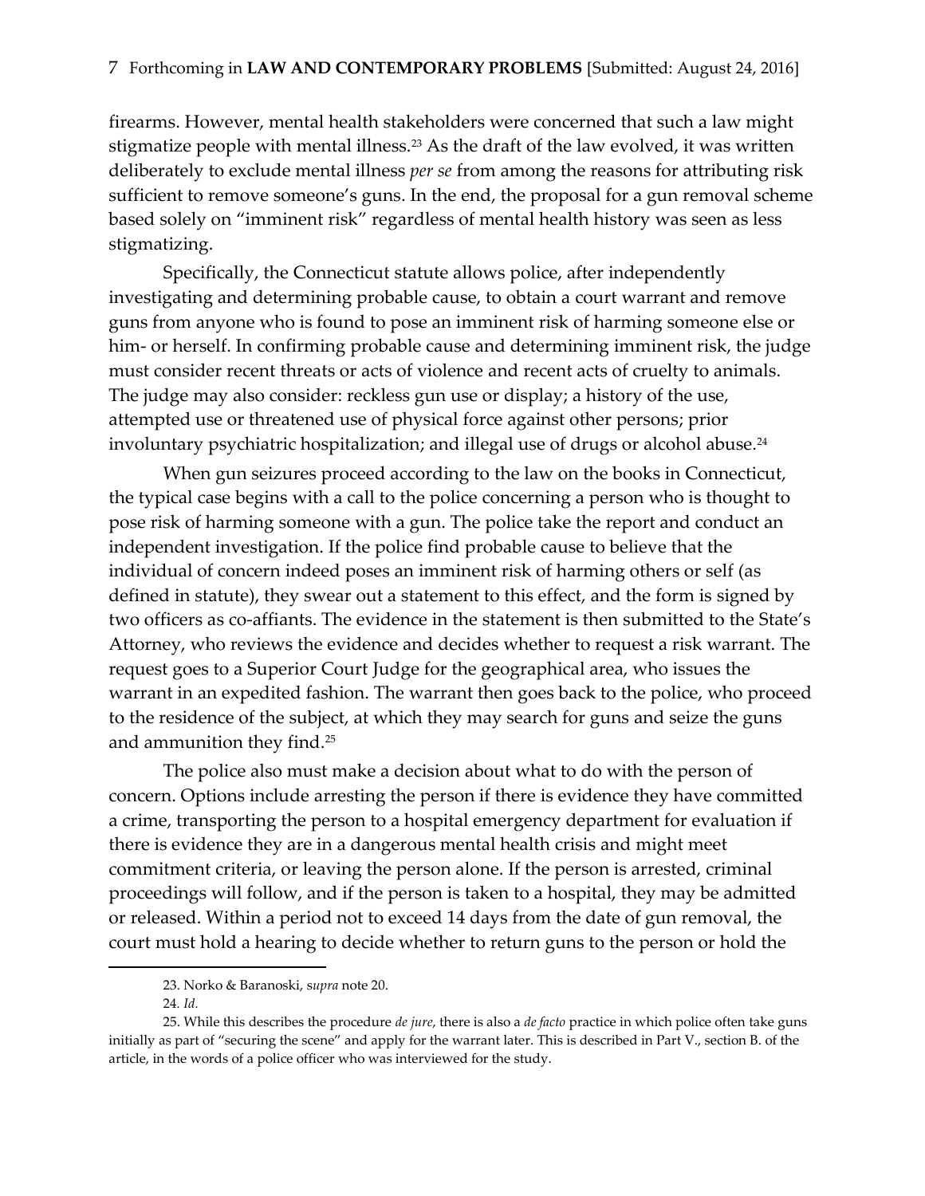firearms. However, mental health stakeholders were concerned that such a law might stigmatize people with mental illness.[23] As the draft of the law evolved, it was written deliberately to exclude mental illness *per se* from among the reasons for attributing risk sufficient to remove someone's guns. In the end, the proposal for a gun removal scheme based solely on "imminent risk" regardless of mental health history was seen as less stigmatizing.

Specifically, the Connecticut statute allows police, after independently investigating and determining probable cause, to obtain a court warrant and remove guns from anyone who is found to pose an imminent risk of harming someone else or him- or herself. In confirming probable cause and determining imminent risk, the judge must consider recent threats or acts of violence and recent acts of cruelty to animals. The judge may also consider: reckless gun use or display; a history of the use, attempted use or threatened use of physical force against other persons; prior involuntary psychiatric hospitalization; and illegal use of drugs or alcohol abuse.[24]

When gun seizures proceed according to the law on the books in Connecticut, the typical case begins with a call to the police concerning a person who is thought to pose risk of harming someone with a gun. The police take the report and conduct an independent investigation. If the police find probable cause to believe that the individual of concern indeed poses an imminent risk of harming others or self (as defined in statute), they swear out a statement to this effect, and the form is signed by two officers as co-affiants. The evidence in the statement is then submitted to the State's Attorney, who reviews the evidence and decides whether to request a risk warrant. The request goes to a Superior Court Judge for the geographical area, who issues the warrant in an expedited fashion. The warrant then goes back to the police, who proceed to the residence of the subject, at which they may search for guns and seize the guns and ammunition they find.[25]

The police also must make a decision about what to do with the person of concern. Options include arresting the person if there is evidence they have committed a crime, transporting the person to a hospital emergency department for evaluation if there is evidence they are in a dangerous mental health crisis and might meet commitment criteria, or leaving the person alone. If the person is arrested, criminal proceedings will follow, and if the person is taken to a hospital, they may be admitted or released. Within a period not to exceed 14 days from the date of gun removal, the court must hold a hearing to decide whether to return guns to the person or hold the

---

23. Norko & Baranoski, s*upra* note 20.

24. *Id.*

25. While this describes the procedure *de jure*, there is also a *de facto* practice in which police often take guns initially as part of "securing the scene" and apply for the warrant later. This is described in Part V., section B. of the article, in the words of a police officer who was interviewed for the study.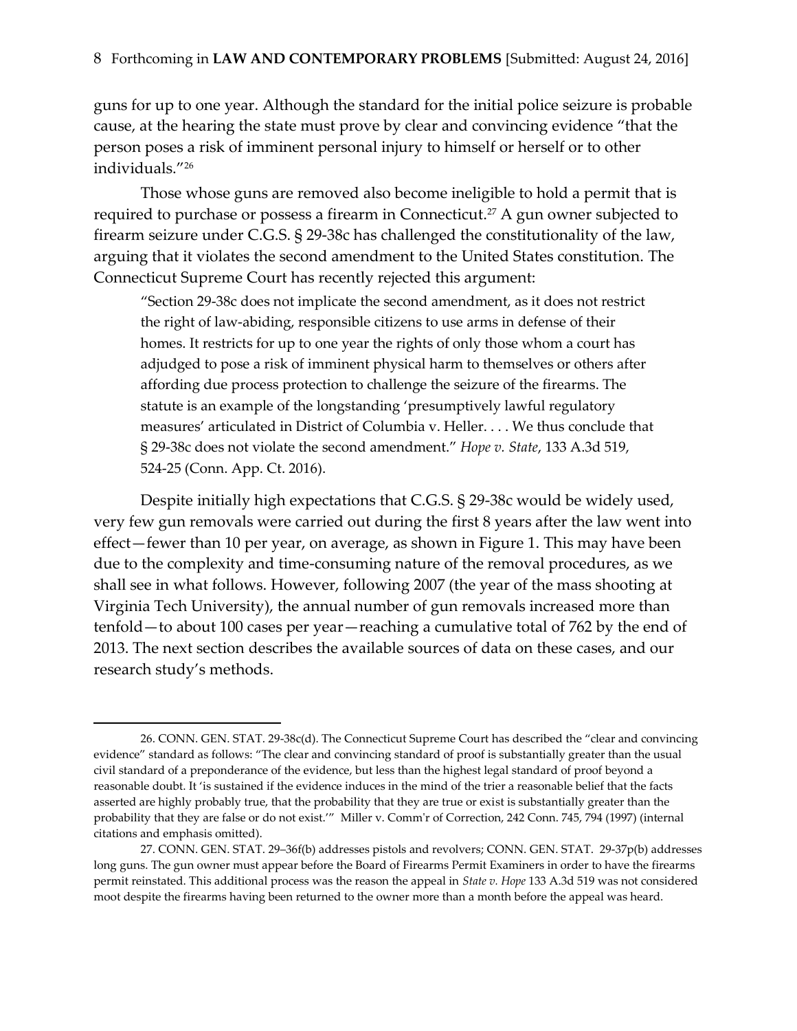guns for up to one year. Although the standard for the initial police seizure is probable cause, at the hearing the state must prove by clear and convincing evidence "that the person poses a risk of imminent personal injury to himself or herself or to other individuals."[26]

Those whose guns are removed also become ineligible to hold a permit that is required to purchase or possess a firearm in Connecticut.[27] A gun owner subjected to firearm seizure under C.G.S. § 29-38c has challenged the constitutionality of the law, arguing that it violates the second amendment to the United States constitution. The Connecticut Supreme Court has recently rejected this argument:

> "Section 29-38c does not implicate the second amendment, as it does not restrict the right of law-abiding, responsible citizens to use arms in defense of their homes. It restricts for up to one year the rights of only those whom a court has adjudged to pose a risk of imminent physical harm to themselves or others after affording due process protection to challenge the seizure of the firearms. The statute is an example of the longstanding 'presumptively lawful regulatory measures' articulated in District of Columbia v. Heller. . . . We thus conclude that § 29-38c does not violate the second amendment." *Hope v. State*, 133 A.3d 519, 524-25 (Conn. App. Ct. 2016).

Despite initially high expectations that C.G.S. § 29-38c would be widely used, very few gun removals were carried out during the first 8 years after the law went into effect—fewer than 10 per year, on average, as shown in Figure 1. This may have been due to the complexity and time-consuming nature of the removal procedures, as we shall see in what follows. However, following 2007 (the year of the mass shooting at Virginia Tech University), the annual number of gun removals increased more than tenfold—to about 100 cases per year—reaching a cumulative total of 762 by the end of 2013. The next section describes the available sources of data on these cases, and our research study's methods.

---

26. CONN. GEN. STAT. 29-38c(d). The Connecticut Supreme Court has described the "clear and convincing evidence" standard as follows: "The clear and convincing standard of proof is substantially greater than the usual civil standard of a preponderance of the evidence, but less than the highest legal standard of proof beyond a reasonable doubt. It 'is sustained if the evidence induces in the mind of the trier a reasonable belief that the facts asserted are highly probably true, that the probability that they are true or exist is substantially greater than the probability that they are false or do not exist.'" Miller v. Comm'r of Correction, 242 Conn. 745, 794 (1997) (internal citations and emphasis omitted).

27. CONN. GEN. STAT. 29–36f(b) addresses pistols and revolvers; CONN. GEN. STAT. 29-37p(b) addresses long guns. The gun owner must appear before the Board of Firearms Permit Examiners in order to have the firearms permit reinstated. This additional process was the reason the appeal in *State v. Hope* 133 A.3d 519 was not considered moot despite the firearms having been returned to the owner more than a month before the appeal was heard.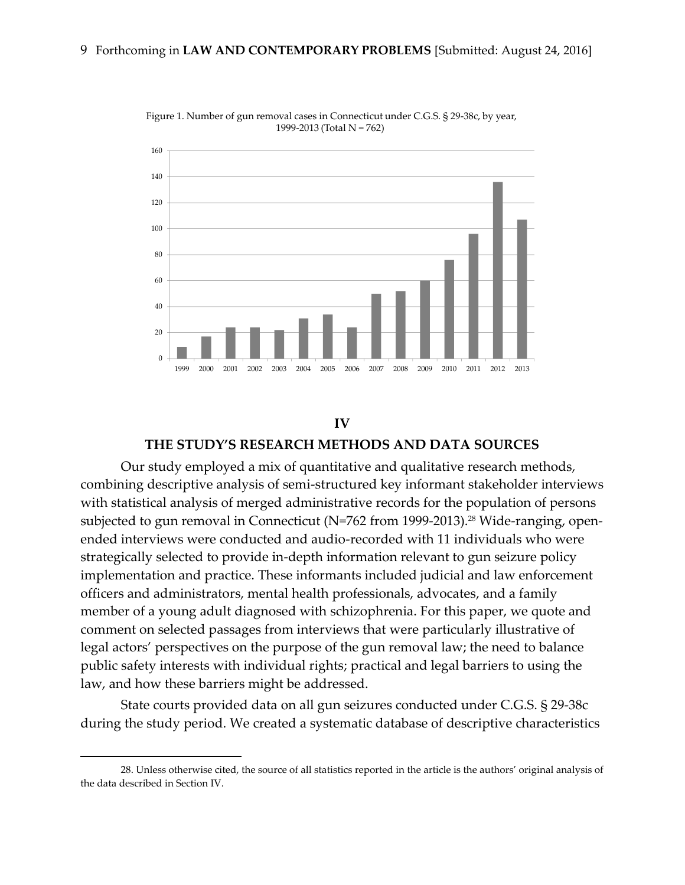Figure 1. Number of gun removal cases in Connecticut under C.G.S. § 29-38c, by year, 1999-2013 (Total N = 762)

## IV

## THE STUDY'S RESEARCH METHODS AND DATA SOURCES

Our study employed a mix of quantitative and qualitative research methods, combining descriptive analysis of semi-structured key informant stakeholder interviews with statistical analysis of merged administrative records for the population of persons subjected to gun removal in Connecticut (N=762 from 1999-2013).[28] Wide-ranging, open-ended interviews were conducted and audio-recorded with 11 individuals who were strategically selected to provide in-depth information relevant to gun seizure policy implementation and practice. These informants included judicial and law enforcement officers and administrators, mental health professionals, advocates, and a family member of a young adult diagnosed with schizophrenia. For this paper, we quote and comment on selected passages from interviews that were particularly illustrative of legal actors' perspectives on the purpose of the gun removal law; the need to balance public safety interests with individual rights; practical and legal barriers to using the law, and how these barriers might be addressed.

State courts provided data on all gun seizures conducted under C.G.S. § 29-38c during the study period. We created a systematic database of descriptive characteristics

28. Unless otherwise cited, the source of all statistics reported in the article is the authors' original analysis of the data described in Section IV.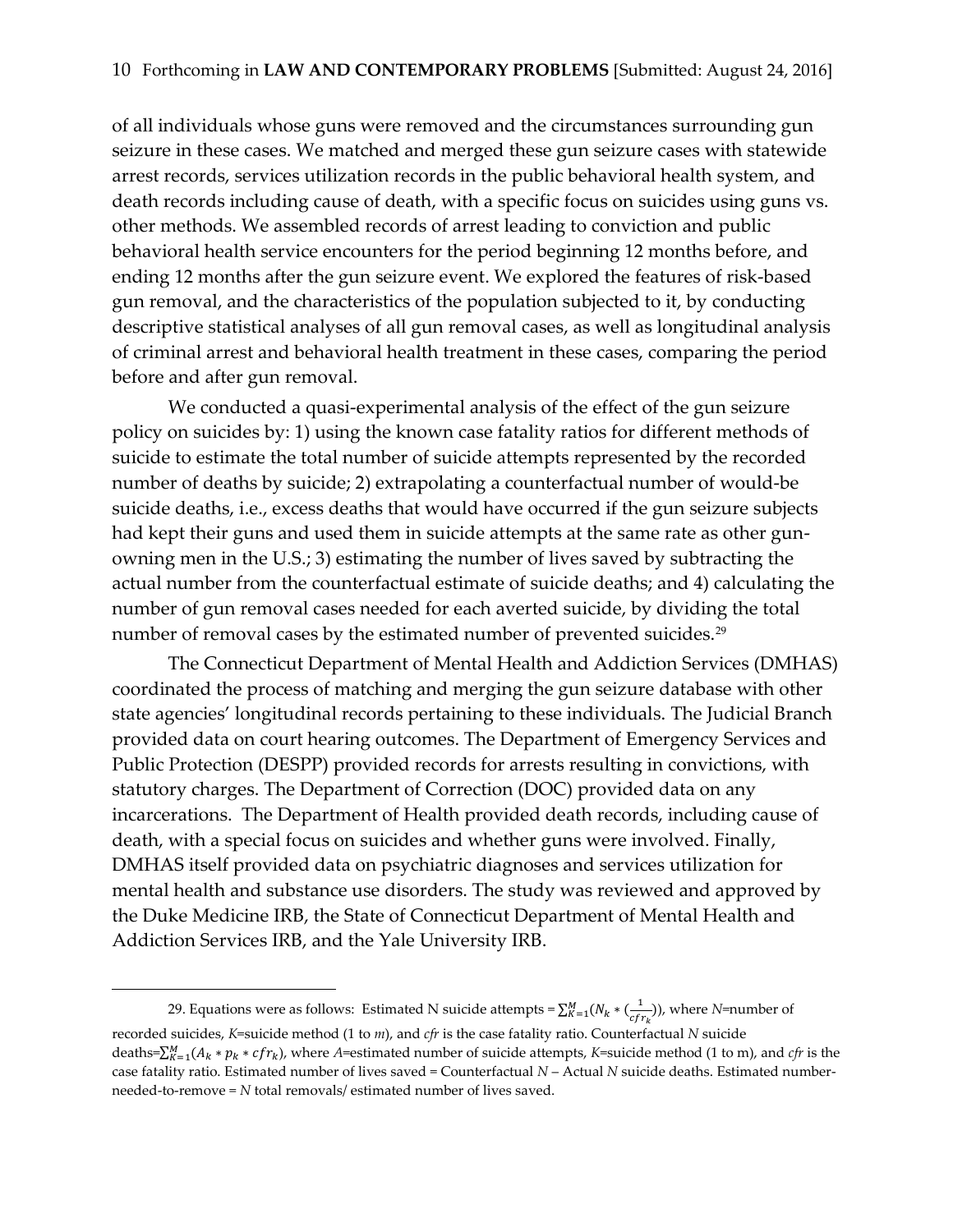of all individuals whose guns were removed and the circumstances surrounding gun seizure in these cases. We matched and merged these gun seizure cases with statewide arrest records, services utilization records in the public behavioral health system, and death records including cause of death, with a specific focus on suicides using guns vs. other methods. We assembled records of arrest leading to conviction and public behavioral health service encounters for the period beginning 12 months before, and ending 12 months after the gun seizure event. We explored the features of risk-based gun removal, and the characteristics of the population subjected to it, by conducting descriptive statistical analyses of all gun removal cases, as well as longitudinal analysis of criminal arrest and behavioral health treatment in these cases, comparing the period before and after gun removal.

We conducted a quasi-experimental analysis of the effect of the gun seizure policy on suicides by: 1) using the known case fatality ratios for different methods of suicide to estimate the total number of suicide attempts represented by the recorded number of deaths by suicide; 2) extrapolating a counterfactual number of would-be suicide deaths, i.e., excess deaths that would have occurred if the gun seizure subjects had kept their guns and used them in suicide attempts at the same rate as other gun-owning men in the U.S.; 3) estimating the number of lives saved by subtracting the actual number from the counterfactual estimate of suicide deaths; and 4) calculating the number of gun removal cases needed for each averted suicide, by dividing the total number of removal cases by the estimated number of prevented suicides.[29]

The Connecticut Department of Mental Health and Addiction Services (DMHAS) coordinated the process of matching and merging the gun seizure database with other state agencies' longitudinal records pertaining to these individuals. The Judicial Branch provided data on court hearing outcomes. The Department of Emergency Services and Public Protection (DESPP) provided records for arrests resulting in convictions, with statutory charges. The Department of Correction (DOC) provided data on any incarcerations. The Department of Health provided death records, including cause of death, with a special focus on suicides and whether guns were involved. Finally, DMHAS itself provided data on psychiatric diagnoses and services utilization for mental health and substance use disorders. The study was reviewed and approved by the Duke Medicine IRB, the State of Connecticut Department of Mental Health and Addiction Services IRB, and the Yale University IRB.

---

29. Equations were as follows: Estimated N suicide attempts = $\sum_{K=1}^{M}(N_k * (\frac{1}{cfr_k}))$, where *N*=number of recorded suicides, *K*=suicide method (1 to *m*), and *cfr* is the case fatality ratio. Counterfactual *N* suicide deaths=$\sum_{K=1}^{M}(A_k * p_k * cfr_k)$, where *A*=estimated number of suicide attempts, *K*=suicide method (1 to m), and *cfr* is the case fatality ratio. Estimated number of lives saved = Counterfactual *N* – Actual *N* suicide deaths. Estimated number-needed-to-remove = *N* total removals/ estimated number of lives saved.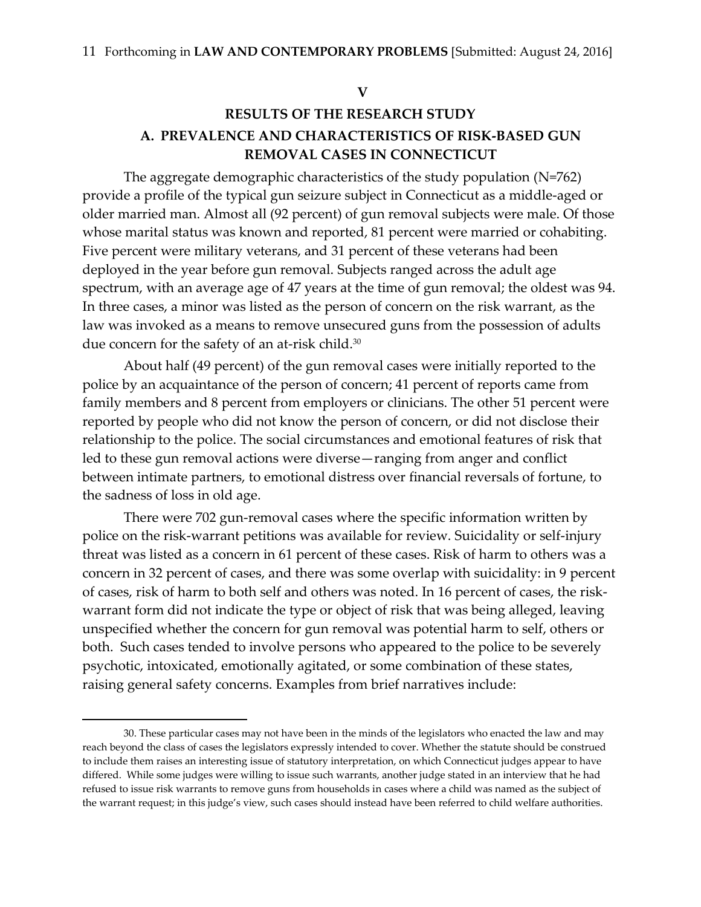## V

## RESULTS OF THE RESEARCH STUDY

### A. PREVALENCE AND CHARACTERISTICS OF RISK-BASED GUN REMOVAL CASES IN CONNECTICUT

The aggregate demographic characteristics of the study population (N=762) provide a profile of the typical gun seizure subject in Connecticut as a middle-aged or older married man. Almost all (92 percent) of gun removal subjects were male. Of those whose marital status was known and reported, 81 percent were married or cohabiting. Five percent were military veterans, and 31 percent of these veterans had been deployed in the year before gun removal. Subjects ranged across the adult age spectrum, with an average age of 47 years at the time of gun removal; the oldest was 94. In three cases, a minor was listed as the person of concern on the risk warrant, as the law was invoked as a means to remove unsecured guns from the possession of adults due concern for the safety of an at-risk child.[30]

About half (49 percent) of the gun removal cases were initially reported to the police by an acquaintance of the person of concern; 41 percent of reports came from family members and 8 percent from employers or clinicians. The other 51 percent were reported by people who did not know the person of concern, or did not disclose their relationship to the police. The social circumstances and emotional features of risk that led to these gun removal actions were diverse—ranging from anger and conflict between intimate partners, to emotional distress over financial reversals of fortune, to the sadness of loss in old age.

There were 702 gun-removal cases where the specific information written by police on the risk-warrant petitions was available for review. Suicidality or self-injury threat was listed as a concern in 61 percent of these cases. Risk of harm to others was a concern in 32 percent of cases, and there was some overlap with suicidality: in 9 percent of cases, risk of harm to both self and others was noted. In 16 percent of cases, the risk-warrant form did not indicate the type or object of risk that was being alleged, leaving unspecified whether the concern for gun removal was potential harm to self, others or both. Such cases tended to involve persons who appeared to the police to be severely psychotic, intoxicated, emotionally agitated, or some combination of these states, raising general safety concerns. Examples from brief narratives include:

---

30. These particular cases may not have been in the minds of the legislators who enacted the law and may reach beyond the class of cases the legislators expressly intended to cover. Whether the statute should be construed to include them raises an interesting issue of statutory interpretation, on which Connecticut judges appear to have differed. While some judges were willing to issue such warrants, another judge stated in an interview that he had refused to issue risk warrants to remove guns from households in cases where a child was named as the subject of the warrant request; in this judge's view, such cases should instead have been referred to child welfare authorities.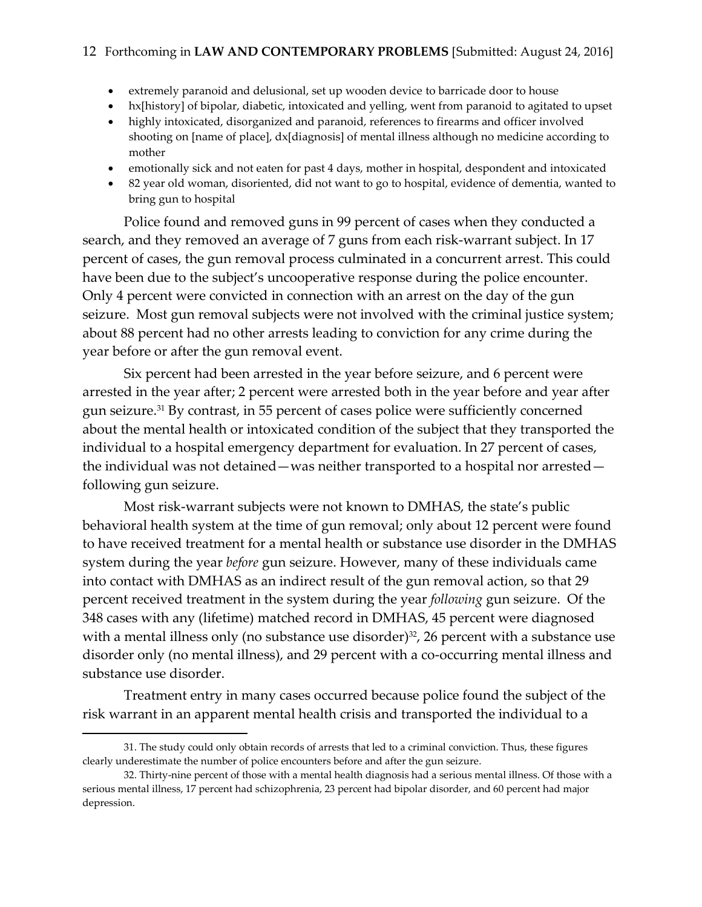- extremely paranoid and delusional, set up wooden device to barricade door to house
- hx[history] of bipolar, diabetic, intoxicated and yelling, went from paranoid to agitated to upset
- highly intoxicated, disorganized and paranoid, references to firearms and officer involved shooting on [name of place], dx[diagnosis] of mental illness although no medicine according to mother
- emotionally sick and not eaten for past 4 days, mother in hospital, despondent and intoxicated
- 82 year old woman, disoriented, did not want to go to hospital, evidence of dementia, wanted to bring gun to hospital

Police found and removed guns in 99 percent of cases when they conducted a search, and they removed an average of 7 guns from each risk-warrant subject. In 17 percent of cases, the gun removal process culminated in a concurrent arrest. This could have been due to the subject's uncooperative response during the police encounter. Only 4 percent were convicted in connection with an arrest on the day of the gun seizure. Most gun removal subjects were not involved with the criminal justice system; about 88 percent had no other arrests leading to conviction for any crime during the year before or after the gun removal event.

Six percent had been arrested in the year before seizure, and 6 percent were arrested in the year after; 2 percent were arrested both in the year before and year after gun seizure.[31] By contrast, in 55 percent of cases police were sufficiently concerned about the mental health or intoxicated condition of the subject that they transported the individual to a hospital emergency department for evaluation. In 27 percent of cases, the individual was not detained—was neither transported to a hospital nor arrested—following gun seizure.

Most risk-warrant subjects were not known to DMHAS, the state's public behavioral health system at the time of gun removal; only about 12 percent were found to have received treatment for a mental health or substance use disorder in the DMHAS system during the year *before* gun seizure. However, many of these individuals came into contact with DMHAS as an indirect result of the gun removal action, so that 29 percent received treatment in the system during the year *following* gun seizure. Of the 348 cases with any (lifetime) matched record in DMHAS, 45 percent were diagnosed with a mental illness only (no substance use disorder)[32], 26 percent with a substance use disorder only (no mental illness), and 29 percent with a co-occurring mental illness and substance use disorder.

Treatment entry in many cases occurred because police found the subject of the risk warrant in an apparent mental health crisis and transported the individual to a

---

31. The study could only obtain records of arrests that led to a criminal conviction. Thus, these figures clearly underestimate the number of police encounters before and after the gun seizure.

32. Thirty-nine percent of those with a mental health diagnosis had a serious mental illness. Of those with a serious mental illness, 17 percent had schizophrenia, 23 percent had bipolar disorder, and 60 percent had major depression.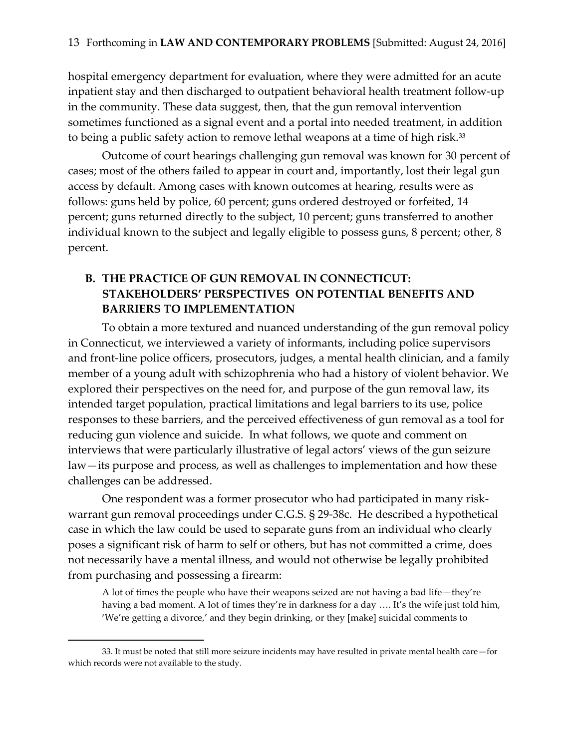hospital emergency department for evaluation, where they were admitted for an acute inpatient stay and then discharged to outpatient behavioral health treatment follow-up in the community. These data suggest, then, that the gun removal intervention sometimes functioned as a signal event and a portal into needed treatment, in addition to being a public safety action to remove lethal weapons at a time of high risk.[33]

Outcome of court hearings challenging gun removal was known for 30 percent of cases; most of the others failed to appear in court and, importantly, lost their legal gun access by default. Among cases with known outcomes at hearing, results were as follows: guns held by police, 60 percent; guns ordered destroyed or forfeited, 14 percent; guns returned directly to the subject, 10 percent; guns transferred to another individual known to the subject and legally eligible to possess guns, 8 percent; other, 8 percent.

## B. THE PRACTICE OF GUN REMOVAL IN CONNECTICUT: STAKEHOLDERS' PERSPECTIVES ON POTENTIAL BENEFITS AND BARRIERS TO IMPLEMENTATION

To obtain a more textured and nuanced understanding of the gun removal policy in Connecticut, we interviewed a variety of informants, including police supervisors and front-line police officers, prosecutors, judges, a mental health clinician, and a family member of a young adult with schizophrenia who had a history of violent behavior. We explored their perspectives on the need for, and purpose of the gun removal law, its intended target population, practical limitations and legal barriers to its use, police responses to these barriers, and the perceived effectiveness of gun removal as a tool for reducing gun violence and suicide. In what follows, we quote and comment on interviews that were particularly illustrative of legal actors' views of the gun seizure law—its purpose and process, as well as challenges to implementation and how these challenges can be addressed.

One respondent was a former prosecutor who had participated in many risk-warrant gun removal proceedings under C.G.S. § 29-38c. He described a hypothetical case in which the law could be used to separate guns from an individual who clearly poses a significant risk of harm to self or others, but has not committed a crime, does not necessarily have a mental illness, and would not otherwise be legally prohibited from purchasing and possessing a firearm:

> A lot of times the people who have their weapons seized are not having a bad life—they're having a bad moment. A lot of times they're in darkness for a day …. It's the wife just told him, 'We're getting a divorce,' and they begin drinking, or they [make] suicidal comments to

33. It must be noted that still more seizure incidents may have resulted in private mental health care—for which records were not available to the study.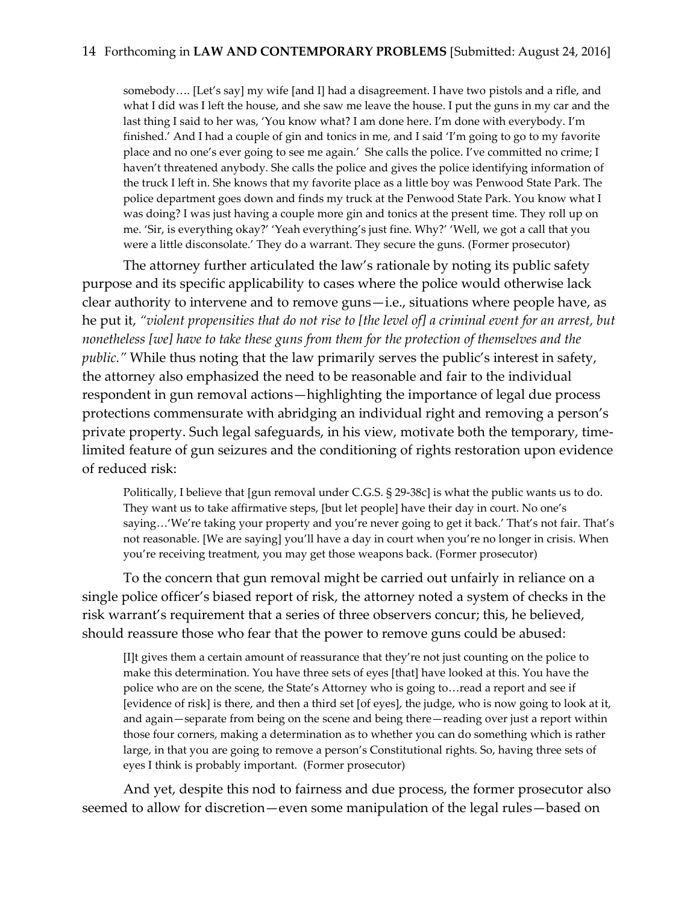> somebody…. [Let's say] my wife [and I] had a disagreement. I have two pistols and a rifle, and what I did was I left the house, and she saw me leave the house. I put the guns in my car and the last thing I said to her was, 'You know what? I am done here. I'm done with everybody. I'm finished.' And I had a couple of gin and tonics in me, and I said 'I'm going to go to my favorite place and no one's ever going to see me again.' She calls the police. I've committed no crime; I haven't threatened anybody. She calls the police and gives the police identifying information of the truck I left in. She knows that my favorite place as a little boy was Penwood State Park. The police department goes down and finds my truck at the Penwood State Park. You know what I was doing? I was just having a couple more gin and tonics at the present time. They roll up on me. 'Sir, is everything okay?' 'Yeah everything's just fine. Why?' 'Well, we got a call that you were a little disconsolate.' They do a warrant. They secure the guns. (Former prosecutor)

The attorney further articulated the law's rationale by noting its public safety purpose and its specific applicability to cases where the police would otherwise lack clear authority to intervene and to remove guns—i.e., situations where people have, as he put it, *"violent propensities that do not rise to [the level of] a criminal event for an arrest, but nonetheless [we] have to take these guns from them for the protection of themselves and the public."* While thus noting that the law primarily serves the public's interest in safety, the attorney also emphasized the need to be reasonable and fair to the individual respondent in gun removal actions—highlighting the importance of legal due process protections commensurate with abridging an individual right and removing a person's private property. Such legal safeguards, in his view, motivate both the temporary, time-limited feature of gun seizures and the conditioning of rights restoration upon evidence of reduced risk:

> Politically, I believe that [gun removal under C.G.S. § 29-38c] is what the public wants us to do. They want us to take affirmative steps, [but let people] have their day in court. No one's saying…'We're taking your property and you're never going to get it back.' That's not fair. That's not reasonable. [We are saying] you'll have a day in court when you're no longer in crisis. When you're receiving treatment, you may get those weapons back. (Former prosecutor)

To the concern that gun removal might be carried out unfairly in reliance on a single police officer's biased report of risk, the attorney noted a system of checks in the risk warrant's requirement that a series of three observers concur; this, he believed, should reassure those who fear that the power to remove guns could be abused:

> [I]t gives them a certain amount of reassurance that they're not just counting on the police to make this determination. You have three sets of eyes [that] have looked at this. You have the police who are on the scene, the State's Attorney who is going to…read a report and see if [evidence of risk] is there, and then a third set [of eyes], the judge, who is now going to look at it, and again—separate from being on the scene and being there—reading over just a report within those four corners, making a determination as to whether you can do something which is rather large, in that you are going to remove a person's Constitutional rights. So, having three sets of eyes I think is probably important. (Former prosecutor)

And yet, despite this nod to fairness and due process, the former prosecutor also seemed to allow for discretion—even some manipulation of the legal rules—based on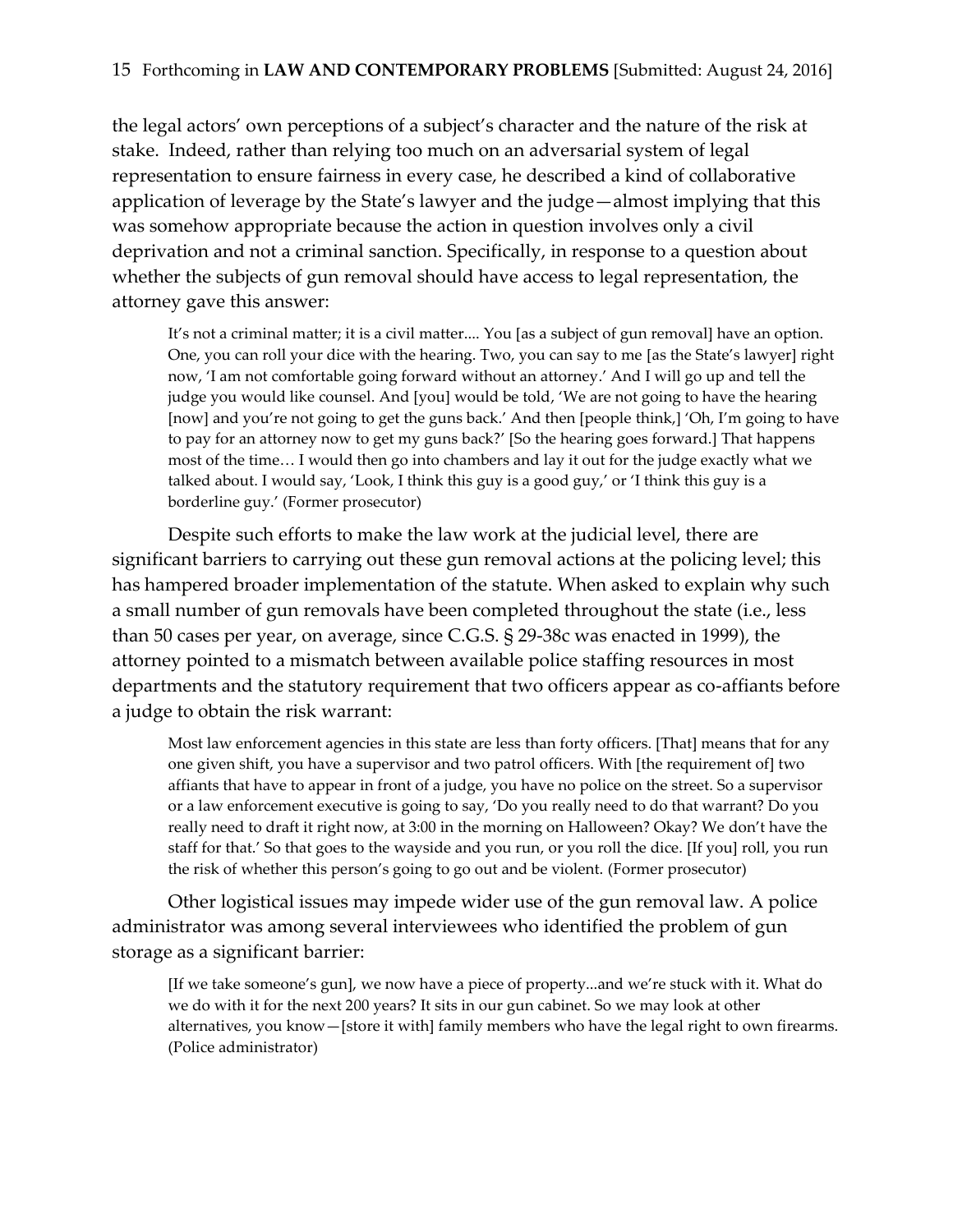the legal actors' own perceptions of a subject's character and the nature of the risk at stake. Indeed, rather than relying too much on an adversarial system of legal representation to ensure fairness in every case, he described a kind of collaborative application of leverage by the State's lawyer and the judge—almost implying that this was somehow appropriate because the action in question involves only a civil deprivation and not a criminal sanction. Specifically, in response to a question about whether the subjects of gun removal should have access to legal representation, the attorney gave this answer:

> It's not a criminal matter; it is a civil matter.... You [as a subject of gun removal] have an option. One, you can roll your dice with the hearing. Two, you can say to me [as the State's lawyer] right now, 'I am not comfortable going forward without an attorney.' And I will go up and tell the judge you would like counsel. And [you] would be told, 'We are not going to have the hearing [now] and you're not going to get the guns back.' And then [people think,] 'Oh, I'm going to have to pay for an attorney now to get my guns back?' [So the hearing goes forward.] That happens most of the time… I would then go into chambers and lay it out for the judge exactly what we talked about. I would say, 'Look, I think this guy is a good guy,' or 'I think this guy is a borderline guy.' (Former prosecutor)

Despite such efforts to make the law work at the judicial level, there are significant barriers to carrying out these gun removal actions at the policing level; this has hampered broader implementation of the statute. When asked to explain why such a small number of gun removals have been completed throughout the state (i.e., less than 50 cases per year, on average, since C.G.S. § 29-38c was enacted in 1999), the attorney pointed to a mismatch between available police staffing resources in most departments and the statutory requirement that two officers appear as co-affiants before a judge to obtain the risk warrant:

> Most law enforcement agencies in this state are less than forty officers. [That] means that for any one given shift, you have a supervisor and two patrol officers. With [the requirement of] two affiants that have to appear in front of a judge, you have no police on the street. So a supervisor or a law enforcement executive is going to say, 'Do you really need to do that warrant? Do you really need to draft it right now, at 3:00 in the morning on Halloween? Okay? We don't have the staff for that.' So that goes to the wayside and you run, or you roll the dice. [If you] roll, you run the risk of whether this person's going to go out and be violent. (Former prosecutor)

Other logistical issues may impede wider use of the gun removal law. A police administrator was among several interviewees who identified the problem of gun storage as a significant barrier:

> [If we take someone's gun], we now have a piece of property...and we're stuck with it. What do we do with it for the next 200 years? It sits in our gun cabinet. So we may look at other alternatives, you know—[store it with] family members who have the legal right to own firearms. (Police administrator)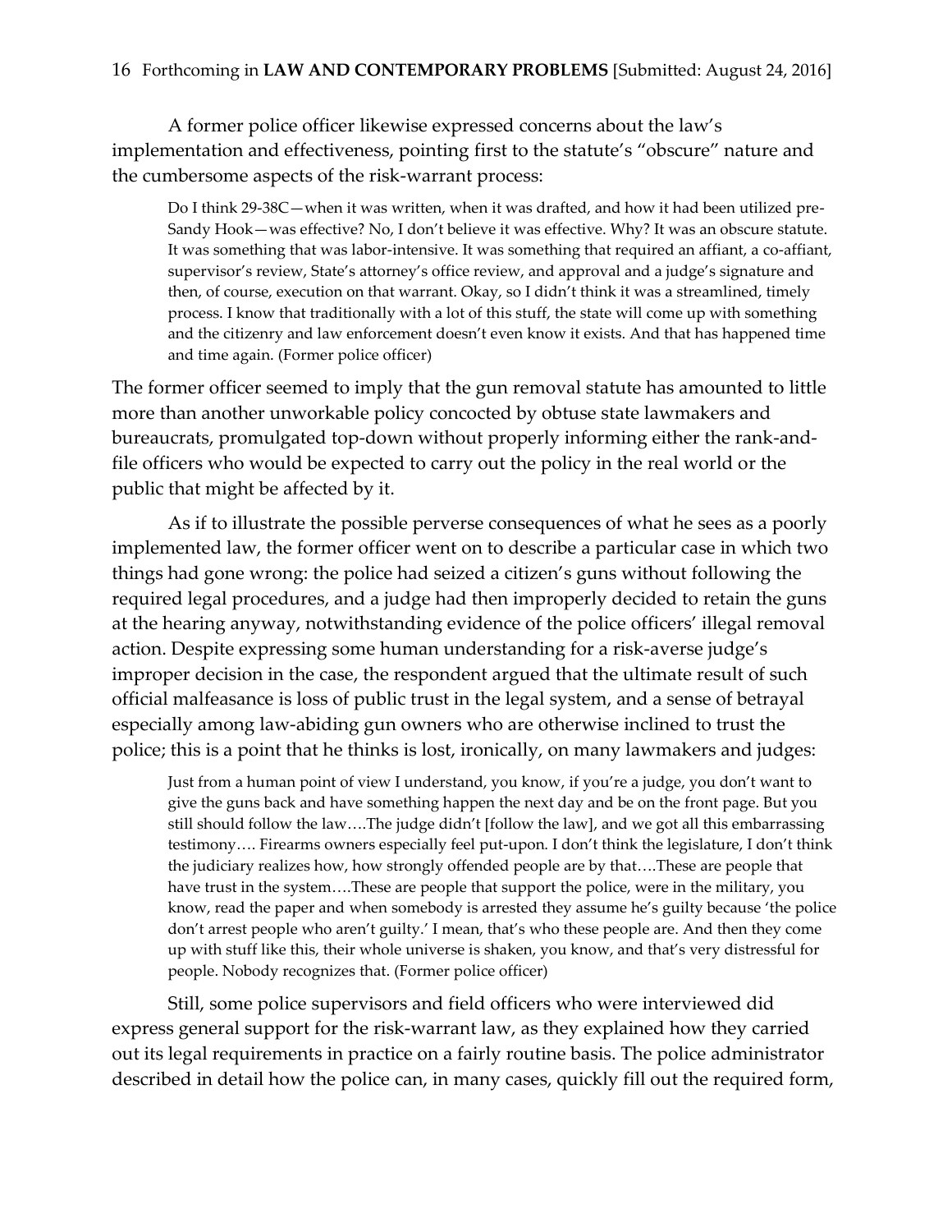A former police officer likewise expressed concerns about the law's implementation and effectiveness, pointing first to the statute's "obscure" nature and the cumbersome aspects of the risk-warrant process:

> Do I think 29-38C—when it was written, when it was drafted, and how it had been utilized pre-Sandy Hook—was effective? No, I don't believe it was effective. Why? It was an obscure statute. It was something that was labor-intensive. It was something that required an affiant, a co-affiant, supervisor's review, State's attorney's office review, and approval and a judge's signature and then, of course, execution on that warrant. Okay, so I didn't think it was a streamlined, timely process. I know that traditionally with a lot of this stuff, the state will come up with something and the citizenry and law enforcement doesn't even know it exists. And that has happened time and time again. (Former police officer)

The former officer seemed to imply that the gun removal statute has amounted to little more than another unworkable policy concocted by obtuse state lawmakers and bureaucrats, promulgated top-down without properly informing either the rank-and-file officers who would be expected to carry out the policy in the real world or the public that might be affected by it.

As if to illustrate the possible perverse consequences of what he sees as a poorly implemented law, the former officer went on to describe a particular case in which two things had gone wrong: the police had seized a citizen's guns without following the required legal procedures, and a judge had then improperly decided to retain the guns at the hearing anyway, notwithstanding evidence of the police officers' illegal removal action. Despite expressing some human understanding for a risk-averse judge's improper decision in the case, the respondent argued that the ultimate result of such official malfeasance is loss of public trust in the legal system, and a sense of betrayal especially among law-abiding gun owners who are otherwise inclined to trust the police; this is a point that he thinks is lost, ironically, on many lawmakers and judges:

> Just from a human point of view I understand, you know, if you're a judge, you don't want to give the guns back and have something happen the next day and be on the front page. But you still should follow the law….The judge didn't [follow the law], and we got all this embarrassing testimony…. Firearms owners especially feel put-upon. I don't think the legislature, I don't think the judiciary realizes how, how strongly offended people are by that….These are people that have trust in the system….These are people that support the police, were in the military, you know, read the paper and when somebody is arrested they assume he's guilty because 'the police don't arrest people who aren't guilty.' I mean, that's who these people are. And then they come up with stuff like this, their whole universe is shaken, you know, and that's very distressful for people. Nobody recognizes that. (Former police officer)

Still, some police supervisors and field officers who were interviewed did express general support for the risk-warrant law, as they explained how they carried out its legal requirements in practice on a fairly routine basis. The police administrator described in detail how the police can, in many cases, quickly fill out the required form,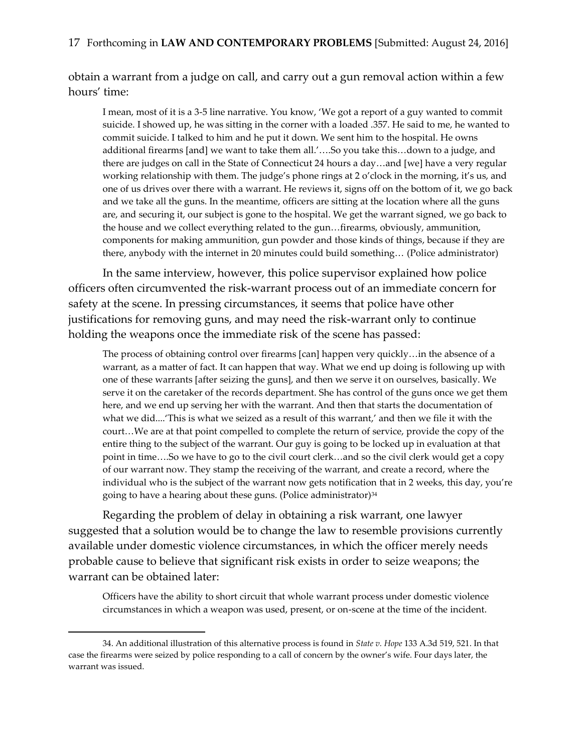obtain a warrant from a judge on call, and carry out a gun removal action within a few hours' time:

> I mean, most of it is a 3-5 line narrative. You know, 'We got a report of a guy wanted to commit suicide. I showed up, he was sitting in the corner with a loaded .357. He said to me, he wanted to commit suicide. I talked to him and he put it down. We sent him to the hospital. He owns additional firearms [and] we want to take them all.'….So you take this…down to a judge, and there are judges on call in the State of Connecticut 24 hours a day…and [we] have a very regular working relationship with them. The judge's phone rings at 2 o'clock in the morning, it's us, and one of us drives over there with a warrant. He reviews it, signs off on the bottom of it, we go back and we take all the guns. In the meantime, officers are sitting at the location where all the guns are, and securing it, our subject is gone to the hospital. We get the warrant signed, we go back to the house and we collect everything related to the gun…firearms, obviously, ammunition, components for making ammunition, gun powder and those kinds of things, because if they are there, anybody with the internet in 20 minutes could build something… (Police administrator)

In the same interview, however, this police supervisor explained how police officers often circumvented the risk-warrant process out of an immediate concern for safety at the scene. In pressing circumstances, it seems that police have other justifications for removing guns, and may need the risk-warrant only to continue holding the weapons once the immediate risk of the scene has passed:

> The process of obtaining control over firearms [can] happen very quickly…in the absence of a warrant, as a matter of fact. It can happen that way. What we end up doing is following up with one of these warrants [after seizing the guns], and then we serve it on ourselves, basically. We serve it on the caretaker of the records department. She has control of the guns once we get them here, and we end up serving her with the warrant. And then that starts the documentation of what we did....'This is what we seized as a result of this warrant,' and then we file it with the court…We are at that point compelled to complete the return of service, provide the copy of the entire thing to the subject of the warrant. Our guy is going to be locked up in evaluation at that point in time….So we have to go to the civil court clerk…and so the civil clerk would get a copy of our warrant now. They stamp the receiving of the warrant, and create a record, where the individual who is the subject of the warrant now gets notification that in 2 weeks, this day, you're going to have a hearing about these guns. (Police administrator)[34]

Regarding the problem of delay in obtaining a risk warrant, one lawyer suggested that a solution would be to change the law to resemble provisions currently available under domestic violence circumstances, in which the officer merely needs probable cause to believe that significant risk exists in order to seize weapons; the warrant can be obtained later:

> Officers have the ability to short circuit that whole warrant process under domestic violence circumstances in which a weapon was used, present, or on-scene at the time of the incident.

34. An additional illustration of this alternative process is found in *State v. Hope* 133 A.3d 519, 521. In that case the firearms were seized by police responding to a call of concern by the owner's wife. Four days later, the warrant was issued.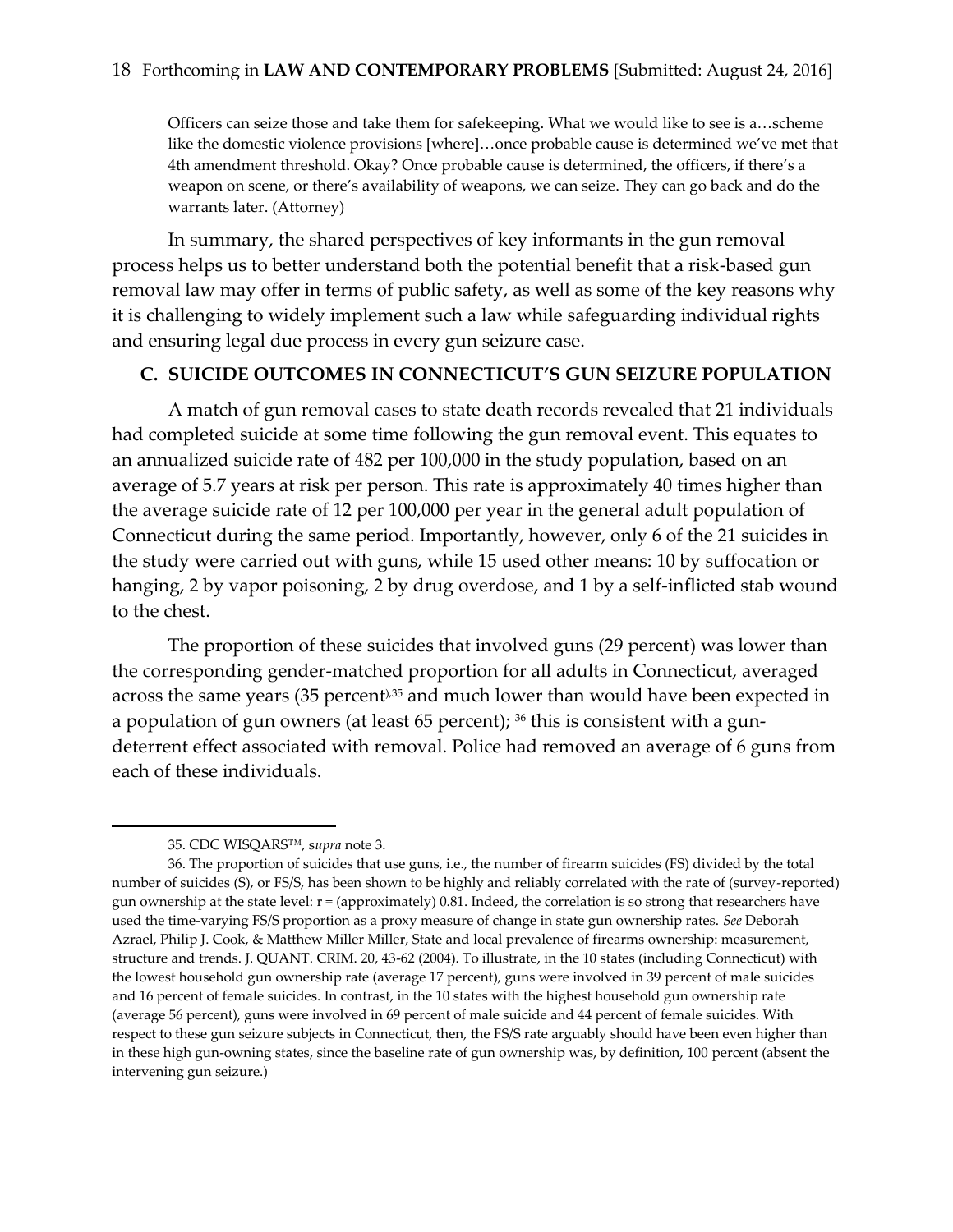Officers can seize those and take them for safekeeping. What we would like to see is a…scheme like the domestic violence provisions [where]…once probable cause is determined we've met that 4th amendment threshold. Okay? Once probable cause is determined, the officers, if there's a weapon on scene, or there's availability of weapons, we can seize. They can go back and do the warrants later. (Attorney)

In summary, the shared perspectives of key informants in the gun removal process helps us to better understand both the potential benefit that a risk-based gun removal law may offer in terms of public safety, as well as some of the key reasons why it is challenging to widely implement such a law while safeguarding individual rights and ensuring legal due process in every gun seizure case.

### C. SUICIDE OUTCOMES IN CONNECTICUT'S GUN SEIZURE POPULATION

A match of gun removal cases to state death records revealed that 21 individuals had completed suicide at some time following the gun removal event. This equates to an annualized suicide rate of 482 per 100,000 in the study population, based on an average of 5.7 years at risk per person. This rate is approximately 40 times higher than the average suicide rate of 12 per 100,000 per year in the general adult population of Connecticut during the same period. Importantly, however, only 6 of the 21 suicides in the study were carried out with guns, while 15 used other means: 10 by suffocation or hanging, 2 by vapor poisoning, 2 by drug overdose, and 1 by a self-inflicted stab wound to the chest.

The proportion of these suicides that involved guns (29 percent) was lower than the corresponding gender-matched proportion for all adults in Connecticut, averaged across the same years (35 percent),[35] and much lower than would have been expected in a population of gun owners (at least 65 percent);[36] this is consistent with a gun-deterrent effect associated with removal. Police had removed an average of 6 guns from each of these individuals.

---

35. CDC WISQARS™, *supra* note 3.

36. The proportion of suicides that use guns, i.e., the number of firearm suicides (FS) divided by the total number of suicides (S), or FS/S, has been shown to be highly and reliably correlated with the rate of (survey-reported) gun ownership at the state level: r = (approximately) 0.81. Indeed, the correlation is so strong that researchers have used the time-varying FS/S proportion as a proxy measure of change in state gun ownership rates. *See* Deborah Azrael, Philip J. Cook, & Matthew Miller Miller, State and local prevalence of firearms ownership: measurement, structure and trends. J. QUANT. CRIM. 20, 43-62 (2004). To illustrate, in the 10 states (including Connecticut) with the lowest household gun ownership rate (average 17 percent), guns were involved in 39 percent of male suicides and 16 percent of female suicides. In contrast, in the 10 states with the highest household gun ownership rate (average 56 percent), guns were involved in 69 percent of male suicide and 44 percent of female suicides. With respect to these gun seizure subjects in Connecticut, then, the FS/S rate arguably should have been even higher than in these high gun-owning states, since the baseline rate of gun ownership was, by definition, 100 percent (absent the intervening gun seizure.)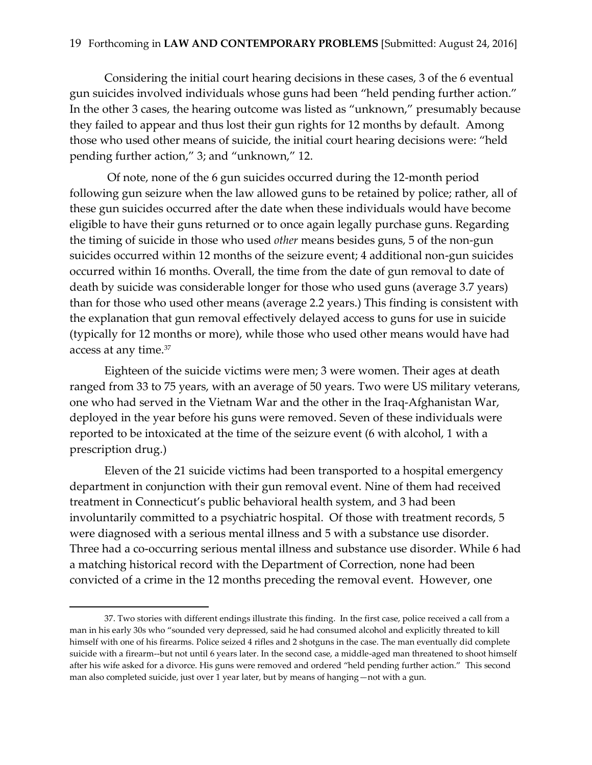Considering the initial court hearing decisions in these cases, 3 of the 6 eventual gun suicides involved individuals whose guns had been "held pending further action." In the other 3 cases, the hearing outcome was listed as "unknown," presumably because they failed to appear and thus lost their gun rights for 12 months by default. Among those who used other means of suicide, the initial court hearing decisions were: "held pending further action," 3; and "unknown," 12.

Of note, none of the 6 gun suicides occurred during the 12-month period following gun seizure when the law allowed guns to be retained by police; rather, all of these gun suicides occurred after the date when these individuals would have become eligible to have their guns returned or to once again legally purchase guns. Regarding the timing of suicide in those who used *other* means besides guns, 5 of the non-gun suicides occurred within 12 months of the seizure event; 4 additional non-gun suicides occurred within 16 months. Overall, the time from the date of gun removal to date of death by suicide was considerable longer for those who used guns (average 3.7 years) than for those who used other means (average 2.2 years.) This finding is consistent with the explanation that gun removal effectively delayed access to guns for use in suicide (typically for 12 months or more), while those who used other means would have had access at any time.[37]

Eighteen of the suicide victims were men; 3 were women. Their ages at death ranged from 33 to 75 years, with an average of 50 years. Two were US military veterans, one who had served in the Vietnam War and the other in the Iraq-Afghanistan War, deployed in the year before his guns were removed. Seven of these individuals were reported to be intoxicated at the time of the seizure event (6 with alcohol, 1 with a prescription drug.)

Eleven of the 21 suicide victims had been transported to a hospital emergency department in conjunction with their gun removal event. Nine of them had received treatment in Connecticut's public behavioral health system, and 3 had been involuntarily committed to a psychiatric hospital. Of those with treatment records, 5 were diagnosed with a serious mental illness and 5 with a substance use disorder. Three had a co-occurring serious mental illness and substance use disorder. While 6 had a matching historical record with the Department of Correction, none had been convicted of a crime in the 12 months preceding the removal event. However, one

---

37. Two stories with different endings illustrate this finding. In the first case, police received a call from a man in his early 30s who "sounded very depressed, said he had consumed alcohol and explicitly threated to kill himself with one of his firearms. Police seized 4 rifles and 2 shotguns in the case. The man eventually did complete suicide with a firearm--but not until 6 years later. In the second case, a middle-aged man threatened to shoot himself after his wife asked for a divorce. His guns were removed and ordered "held pending further action." This second man also completed suicide, just over 1 year later, but by means of hanging—not with a gun.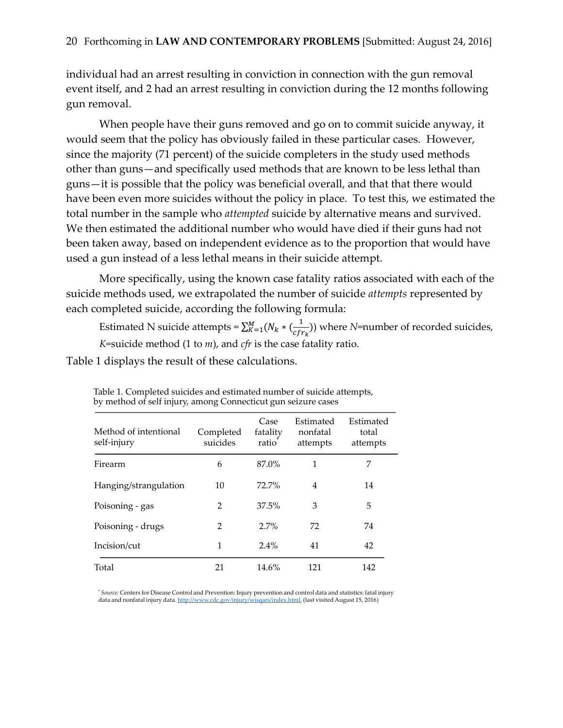individual had an arrest resulting in conviction in connection with the gun removal event itself, and 2 had an arrest resulting in conviction during the 12 months following gun removal.

When people have their guns removed and go on to commit suicide anyway, it would seem that the policy has obviously failed in these particular cases. However, since the majority (71 percent) of the suicide completers in the study used methods other than guns—and specifically used methods that are known to be less lethal than guns—it is possible that the policy was beneficial overall, and that that there would have been even more suicides without the policy in place. To test this, we estimated the total number in the sample who *attempted* suicide by alternative means and survived. We then estimated the additional number who would have died if their guns had not been taken away, based on independent evidence as to the proportion that would have used a gun instead of a less lethal means in their suicide attempt.

More specifically, using the known case fatality ratios associated with each of the suicide methods used, we extrapolated the number of suicide *attempts* represented by each completed suicide, according the following formula:

Estimated N suicide attempts = $\sum_{K=1}^{M}(N_k * (\frac{1}{cfr_k}))$ where *N*=number of recorded suicides, *K*=suicide method (1 to *m*), and *cfr* is the case fatality ratio.

Table 1 displays the result of these calculations.

Table 1. Completed suicides and estimated number of suicide attempts, by method of self injury, among Connecticut gun seizure cases

| Method of intentional self-injury | Completed suicides | Case fatality ratio* | Estimated nonfatal attempts | Estimated total attempts |
|---|---|---|---|---|
| Firearm | 6 | 87.0% | 1 | 7 |
| Hanging/strangulation | 10 | 72.7% | 4 | 14 |
| Poisoning - gas | 2 | 37.5% | 3 | 5 |
| Poisoning - drugs | 2 | 2.7% | 72 | 74 |
| Incision/cut | 1 | 2.4% | 41 | 42 |
| Total | 21 | 14.6% | 121 | 142 |

* *Source:* Centers for Disease Control and Prevention: Injury prevention and control data and statistics: fatal injury data and nonfatal injury data. http://www.cdc.gov/injury/wisqars/index.html, (last visited August 15, 2016)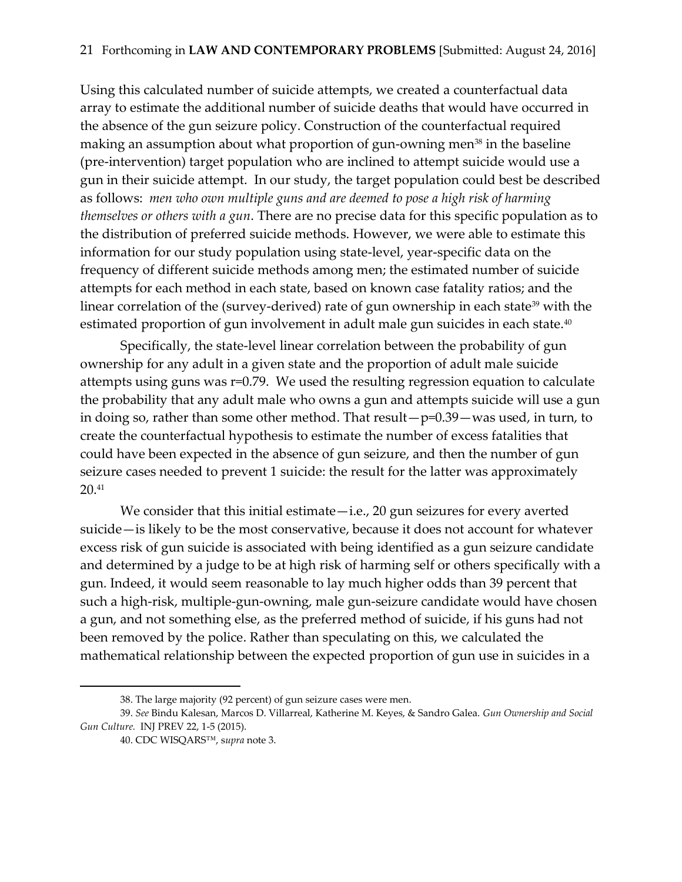Using this calculated number of suicide attempts, we created a counterfactual data array to estimate the additional number of suicide deaths that would have occurred in the absence of the gun seizure policy. Construction of the counterfactual required making an assumption about what proportion of gun-owning men[38] in the baseline (pre-intervention) target population who are inclined to attempt suicide would use a gun in their suicide attempt. In our study, the target population could best be described as follows: *men who own multiple guns and are deemed to pose a high risk of harming themselves or others with a gun*. There are no precise data for this specific population as to the distribution of preferred suicide methods. However, we were able to estimate this information for our study population using state-level, year-specific data on the frequency of different suicide methods among men; the estimated number of suicide attempts for each method in each state, based on known case fatality ratios; and the linear correlation of the (survey-derived) rate of gun ownership in each state[39] with the estimated proportion of gun involvement in adult male gun suicides in each state.[40]

Specifically, the state-level linear correlation between the probability of gun ownership for any adult in a given state and the proportion of adult male suicide attempts using guns was $r=0.79$. We used the resulting regression equation to calculate the probability that any adult male who owns a gun and attempts suicide will use a gun in doing so, rather than some other method. That result—$p=0.39$—was used, in turn, to create the counterfactual hypothesis to estimate the number of excess fatalities that could have been expected in the absence of gun seizure, and then the number of gun seizure cases needed to prevent 1 suicide: the result for the latter was approximately 20.[41]

We consider that this initial estimate—i.e., 20 gun seizures for every averted suicide—is likely to be the most conservative, because it does not account for whatever excess risk of gun suicide is associated with being identified as a gun seizure candidate and determined by a judge to be at high risk of harming self or others specifically with a gun. Indeed, it would seem reasonable to lay much higher odds than 39 percent that such a high-risk, multiple-gun-owning, male gun-seizure candidate would have chosen a gun, and not something else, as the preferred method of suicide, if his guns had not been removed by the police. Rather than speculating on this, we calculated the mathematical relationship between the expected proportion of gun use in suicides in a

---

38. The large majority (92 percent) of gun seizure cases were men.

39. *See* Bindu Kalesan, Marcos D. Villarreal, Katherine M. Keyes, & Sandro Galea. *Gun Ownership and Social Gun Culture.* INJ PREV 22, 1-5 (2015).

40. CDC WISQARS™, *supra* note 3.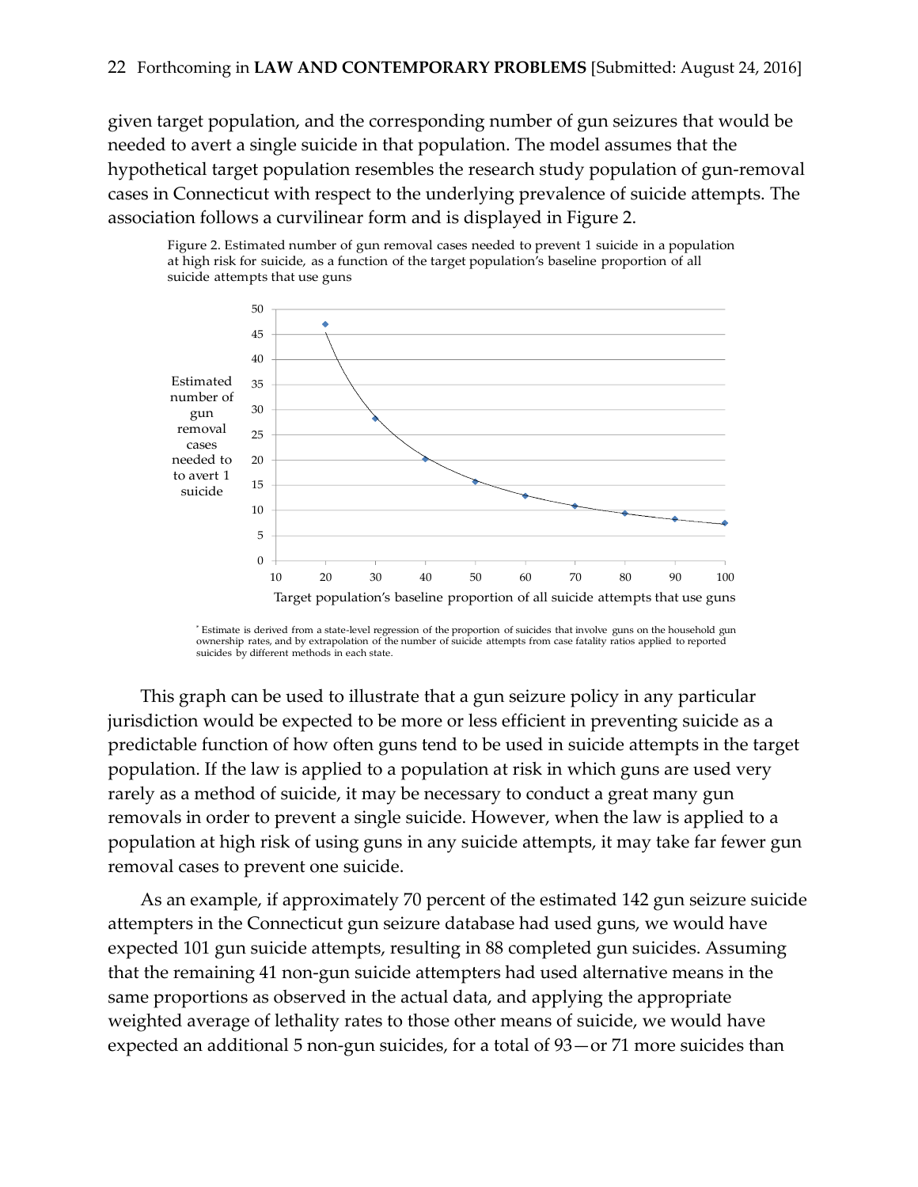given target population, and the corresponding number of gun seizures that would be needed to avert a single suicide in that population. The model assumes that the hypothetical target population resembles the research study population of gun-removal cases in Connecticut with respect to the underlying prevalence of suicide attempts. The association follows a curvilinear form and is displayed in Figure 2.

Figure 2. Estimated number of gun removal cases needed to prevent 1 suicide in a population at high risk for suicide, as a function of the target population's baseline proportion of all suicide attempts that use guns

* Estimate is derived from a state-level regression of the proportion of suicides that involve guns on the household gun ownership rates, and by extrapolation of the number of suicide attempts from case fatality ratios applied to reported suicides by different methods in each state.

This graph can be used to illustrate that a gun seizure policy in any particular jurisdiction would be expected to be more or less efficient in preventing suicide as a predictable function of how often guns tend to be used in suicide attempts in the target population. If the law is applied to a population at risk in which guns are used very rarely as a method of suicide, it may be necessary to conduct a great many gun removals in order to prevent a single suicide. However, when the law is applied to a population at high risk of using guns in any suicide attempts, it may take far fewer gun removal cases to prevent one suicide.

As an example, if approximately 70 percent of the estimated 142 gun seizure suicide attempters in the Connecticut gun seizure database had used guns, we would have expected 101 gun suicide attempts, resulting in 88 completed gun suicides. Assuming that the remaining 41 non-gun suicide attempters had used alternative means in the same proportions as observed in the actual data, and applying the appropriate weighted average of lethality rates to those other means of suicide, we would have expected an additional 5 non-gun suicides, for a total of 93—or 71 more suicides than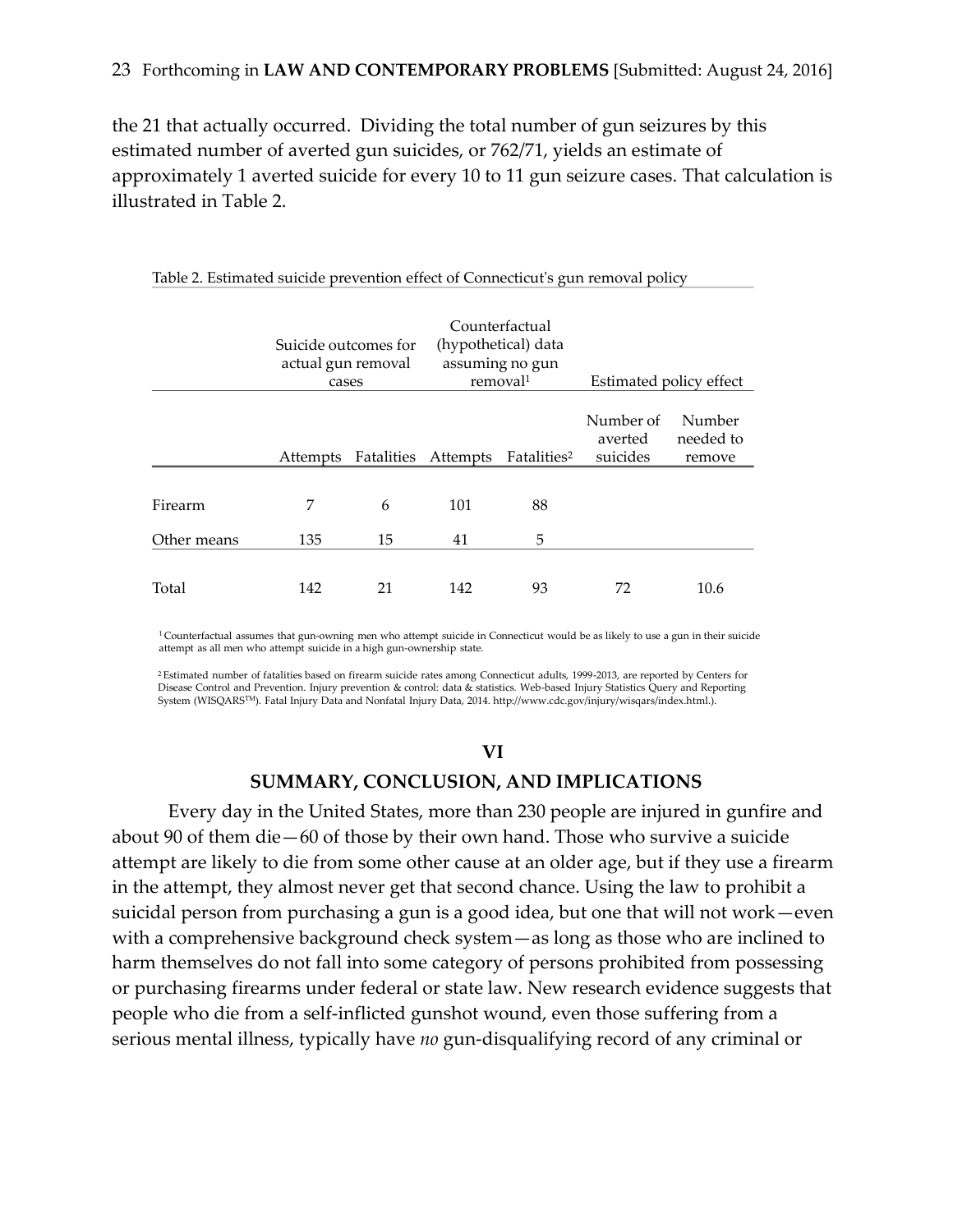the 21 that actually occurred. Dividing the total number of gun seizures by this estimated number of averted gun suicides, or 762/71, yields an estimate of approximately 1 averted suicide for every 10 to 11 gun seizure cases. That calculation is illustrated in Table 2.

Table 2. Estimated suicide prevention effect of Connecticut's gun removal policy

| | Suicide outcomes for actual gun removal cases | | Counterfactual (hypothetical) data assuming no gun removal[1] | | Estimated policy effect | |
|---|---|---|---|---|---|---|
| | Attempts | Fatalities | Attempts | Fatalities[2] | Number of averted suicides | Number needed to remove |
| Firearm | 7 | 6 | 101 | 88 | | |
| Other means | 135 | 15 | 41 | 5 | | |
| Total | 142 | 21 | 142 | 93 | 72 | 10.6 |

[1] Counterfactual assumes that gun-owning men who attempt suicide in Connecticut would be as likely to use a gun in their suicide attempt as all men who attempt suicide in a high gun-ownership state.

[2] Estimated number of fatalities based on firearm suicide rates among Connecticut adults, 1999-2013, are reported by Centers for Disease Control and Prevention. Injury prevention & control: data & statistics. Web-based Injury Statistics Query and Reporting System (WISQARS™). Fatal Injury Data and Nonfatal Injury Data, 2014. http://www.cdc.gov/injury/wisqars/index.html.).

## VI

## SUMMARY, CONCLUSION, AND IMPLICATIONS

Every day in the United States, more than 230 people are injured in gunfire and about 90 of them die—60 of those by their own hand. Those who survive a suicide attempt are likely to die from some other cause at an older age, but if they use a firearm in the attempt, they almost never get that second chance. Using the law to prohibit a suicidal person from purchasing a gun is a good idea, but one that will not work—even with a comprehensive background check system—as long as those who are inclined to harm themselves do not fall into some category of persons prohibited from possessing or purchasing firearms under federal or state law. New research evidence suggests that people who die from a self-inflicted gunshot wound, even those suffering from a serious mental illness, typically have *no* gun-disqualifying record of any criminal or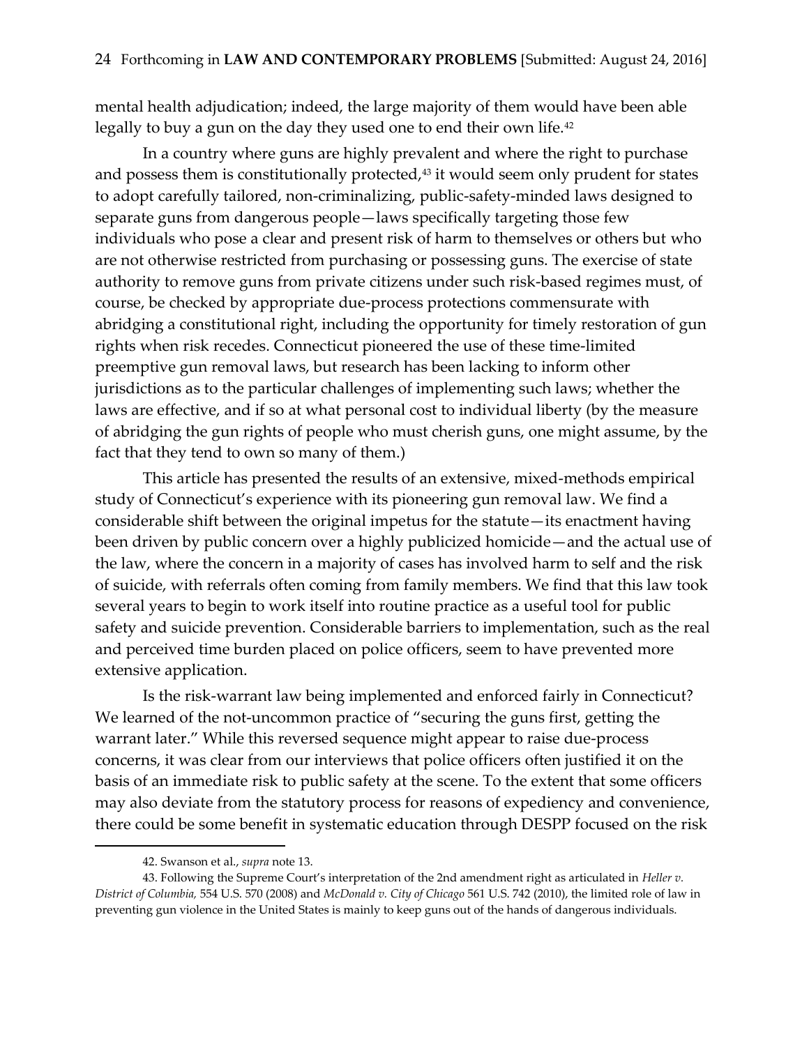mental health adjudication; indeed, the large majority of them would have been able legally to buy a gun on the day they used one to end their own life.[42]

In a country where guns are highly prevalent and where the right to purchase and possess them is constitutionally protected,[43] it would seem only prudent for states to adopt carefully tailored, non-criminalizing, public-safety-minded laws designed to separate guns from dangerous people—laws specifically targeting those few individuals who pose a clear and present risk of harm to themselves or others but who are not otherwise restricted from purchasing or possessing guns. The exercise of state authority to remove guns from private citizens under such risk-based regimes must, of course, be checked by appropriate due-process protections commensurate with abridging a constitutional right, including the opportunity for timely restoration of gun rights when risk recedes. Connecticut pioneered the use of these time-limited preemptive gun removal laws, but research has been lacking to inform other jurisdictions as to the particular challenges of implementing such laws; whether the laws are effective, and if so at what personal cost to individual liberty (by the measure of abridging the gun rights of people who must cherish guns, one might assume, by the fact that they tend to own so many of them.)

This article has presented the results of an extensive, mixed-methods empirical study of Connecticut's experience with its pioneering gun removal law. We find a considerable shift between the original impetus for the statute—its enactment having been driven by public concern over a highly publicized homicide—and the actual use of the law, where the concern in a majority of cases has involved harm to self and the risk of suicide, with referrals often coming from family members. We find that this law took several years to begin to work itself into routine practice as a useful tool for public safety and suicide prevention. Considerable barriers to implementation, such as the real and perceived time burden placed on police officers, seem to have prevented more extensive application.

Is the risk-warrant law being implemented and enforced fairly in Connecticut? We learned of the not-uncommon practice of "securing the guns first, getting the warrant later." While this reversed sequence might appear to raise due-process concerns, it was clear from our interviews that police officers often justified it on the basis of an immediate risk to public safety at the scene. To the extent that some officers may also deviate from the statutory process for reasons of expediency and convenience, there could be some benefit in systematic education through DESPP focused on the risk

---

42. Swanson et al., *supra* note 13.

43. Following the Supreme Court's interpretation of the 2nd amendment right as articulated in *Heller v. District of Columbia,* 554 U.S. 570 (2008) and *McDonald v. City of Chicago* 561 U.S. 742 (2010), the limited role of law in preventing gun violence in the United States is mainly to keep guns out of the hands of dangerous individuals.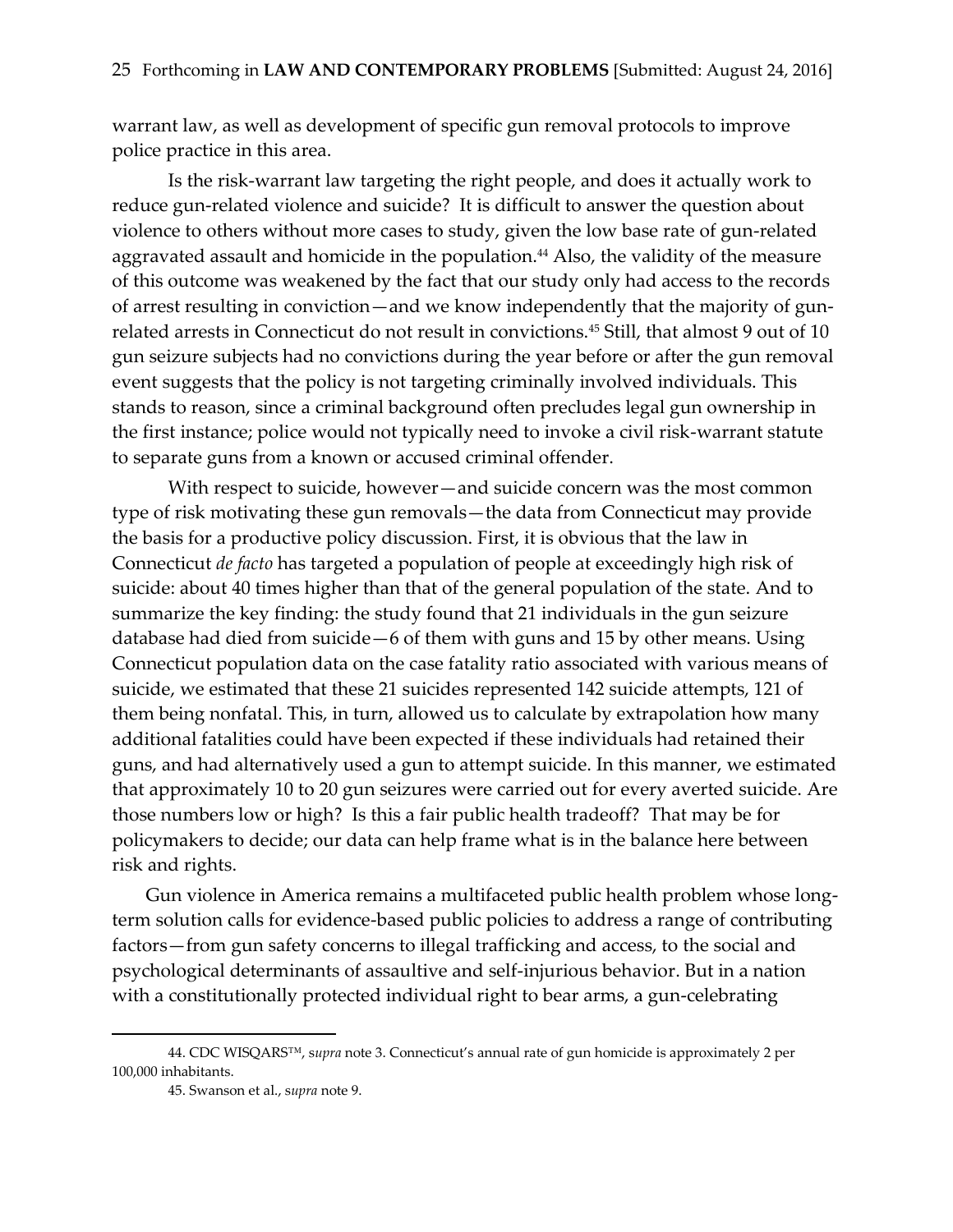warrant law, as well as development of specific gun removal protocols to improve police practice in this area.

Is the risk-warrant law targeting the right people, and does it actually work to reduce gun-related violence and suicide? It is difficult to answer the question about violence to others without more cases to study, given the low base rate of gun-related aggravated assault and homicide in the population.[44] Also, the validity of the measure of this outcome was weakened by the fact that our study only had access to the records of arrest resulting in conviction—and we know independently that the majority of gun-related arrests in Connecticut do not result in convictions.[45] Still, that almost 9 out of 10 gun seizure subjects had no convictions during the year before or after the gun removal event suggests that the policy is not targeting criminally involved individuals. This stands to reason, since a criminal background often precludes legal gun ownership in the first instance; police would not typically need to invoke a civil risk-warrant statute to separate guns from a known or accused criminal offender.

With respect to suicide, however—and suicide concern was the most common type of risk motivating these gun removals—the data from Connecticut may provide the basis for a productive policy discussion. First, it is obvious that the law in Connecticut *de facto* has targeted a population of people at exceedingly high risk of suicide: about 40 times higher than that of the general population of the state. And to summarize the key finding: the study found that 21 individuals in the gun seizure database had died from suicide—6 of them with guns and 15 by other means. Using Connecticut population data on the case fatality ratio associated with various means of suicide, we estimated that these 21 suicides represented 142 suicide attempts, 121 of them being nonfatal. This, in turn, allowed us to calculate by extrapolation how many additional fatalities could have been expected if these individuals had retained their guns, and had alternatively used a gun to attempt suicide. In this manner, we estimated that approximately 10 to 20 gun seizures were carried out for every averted suicide. Are those numbers low or high? Is this a fair public health tradeoff? That may be for policymakers to decide; our data can help frame what is in the balance here between risk and rights.

Gun violence in America remains a multifaceted public health problem whose long-term solution calls for evidence-based public policies to address a range of contributing factors—from gun safety concerns to illegal trafficking and access, to the social and psychological determinants of assaultive and self-injurious behavior. But in a nation with a constitutionally protected individual right to bear arms, a gun-celebrating

---

44. CDC WISQARS™, s*upra* note 3. Connecticut's annual rate of gun homicide is approximately 2 per 100,000 inhabitants.

45. Swanson et al., s*upra* note 9.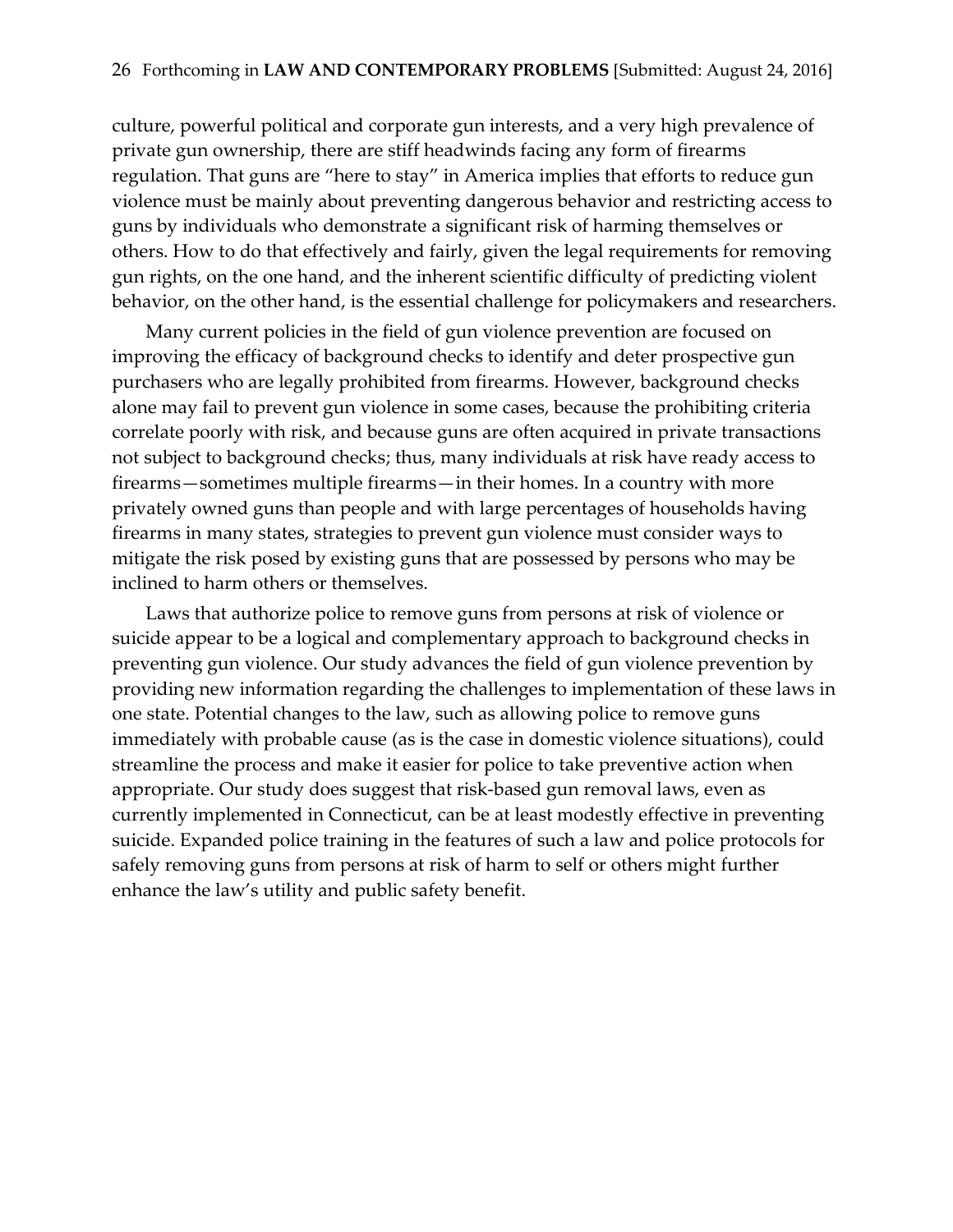culture, powerful political and corporate gun interests, and a very high prevalence of private gun ownership, there are stiff headwinds facing any form of firearms regulation. That guns are "here to stay" in America implies that efforts to reduce gun violence must be mainly about preventing dangerous behavior and restricting access to guns by individuals who demonstrate a significant risk of harming themselves or others. How to do that effectively and fairly, given the legal requirements for removing gun rights, on the one hand, and the inherent scientific difficulty of predicting violent behavior, on the other hand, is the essential challenge for policymakers and researchers.

Many current policies in the field of gun violence prevention are focused on improving the efficacy of background checks to identify and deter prospective gun purchasers who are legally prohibited from firearms. However, background checks alone may fail to prevent gun violence in some cases, because the prohibiting criteria correlate poorly with risk, and because guns are often acquired in private transactions not subject to background checks; thus, many individuals at risk have ready access to firearms—sometimes multiple firearms—in their homes. In a country with more privately owned guns than people and with large percentages of households having firearms in many states, strategies to prevent gun violence must consider ways to mitigate the risk posed by existing guns that are possessed by persons who may be inclined to harm others or themselves.

Laws that authorize police to remove guns from persons at risk of violence or suicide appear to be a logical and complementary approach to background checks in preventing gun violence. Our study advances the field of gun violence prevention by providing new information regarding the challenges to implementation of these laws in one state. Potential changes to the law, such as allowing police to remove guns immediately with probable cause (as is the case in domestic violence situations), could streamline the process and make it easier for police to take preventive action when appropriate. Our study does suggest that risk-based gun removal laws, even as currently implemented in Connecticut, can be at least modestly effective in preventing suicide. Expanded police training in the features of such a law and police protocols for safely removing guns from persons at risk of harm to self or others might further enhance the law's utility and public safety benefit.